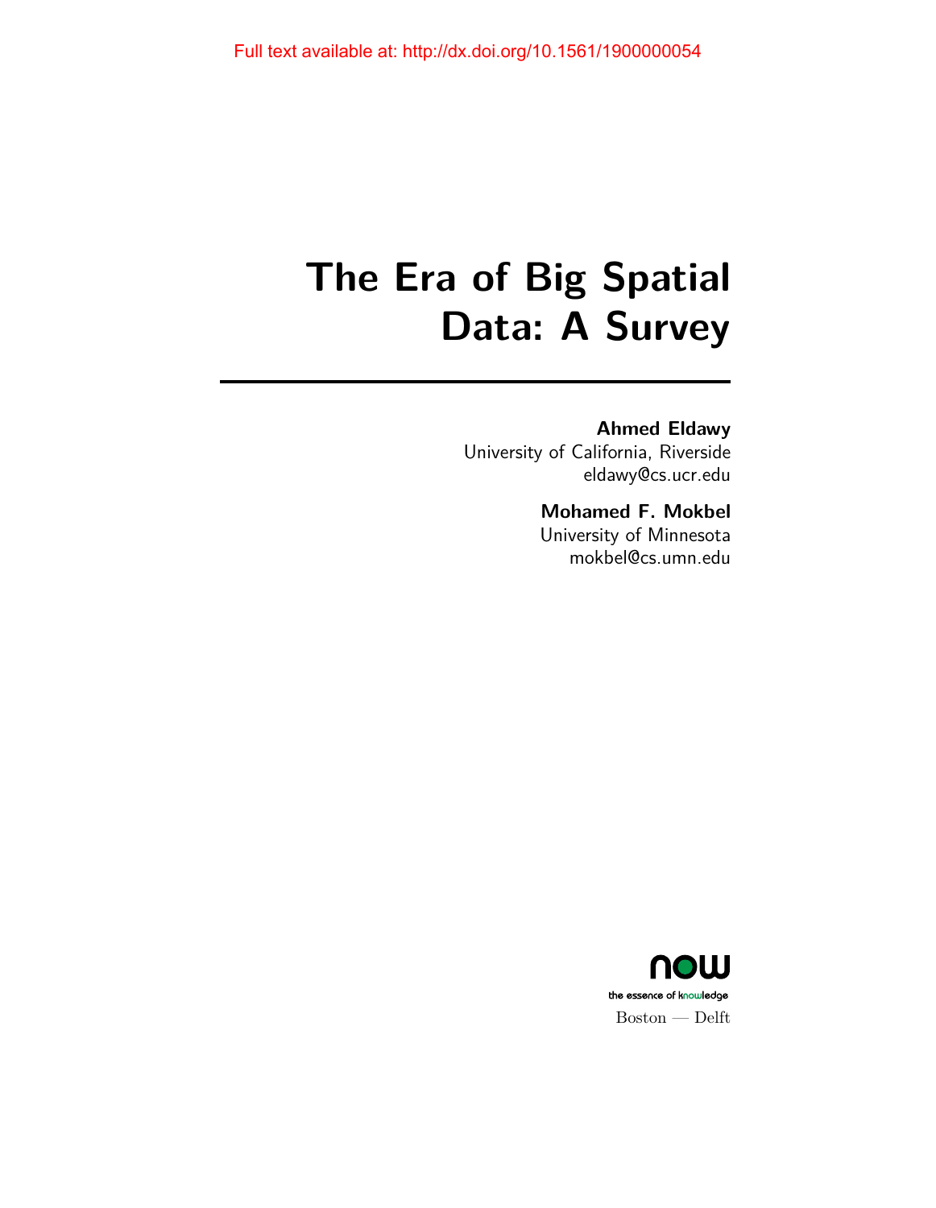Full text available at: http://dx.doi.org/10.1561/1900000054

# The Era of Big Spatial Data: A Survey

**Ahmed Eldawy**
University of California, Riverside
eldawy@cs.ucr.edu

**Mohamed F. Mokbel**
University of Minnesota
mokbel@cs.umn.edu

now
the essence of knowledge
Boston — Delft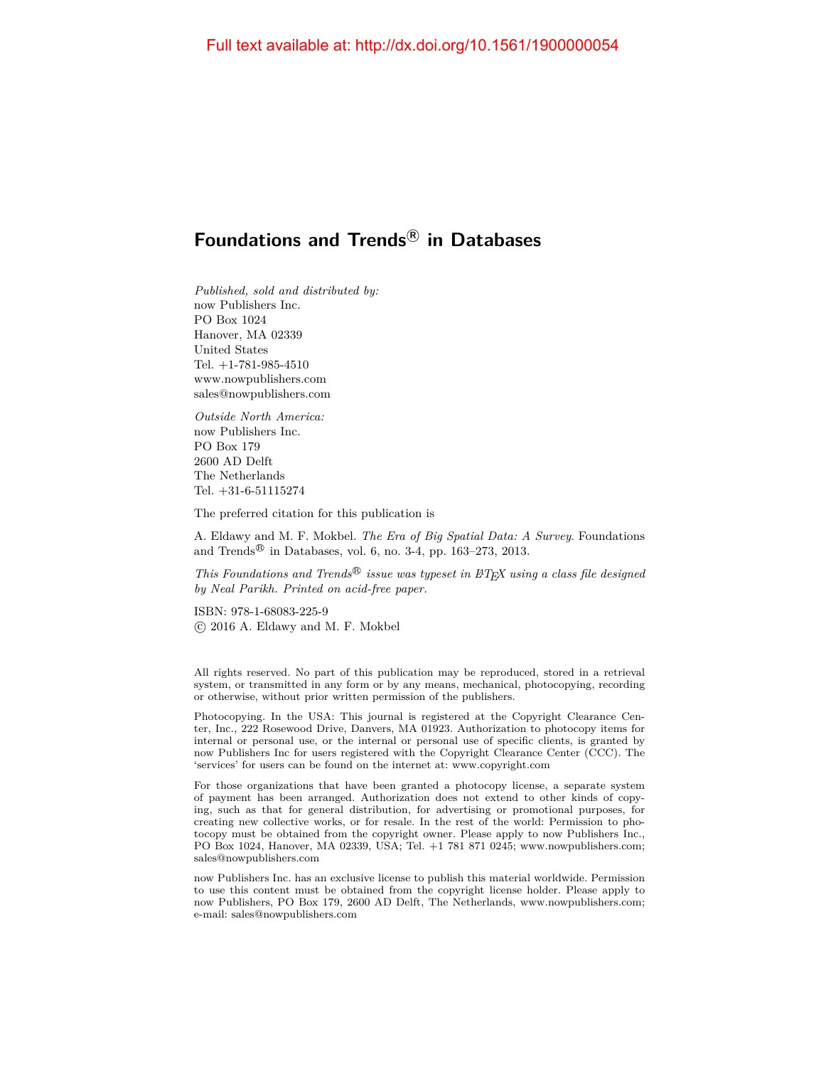Full text available at: http://dx.doi.org/10.1561/1900000054

# Foundations and Trends® in Databases

*Published, sold and distributed by:*
now Publishers Inc.
PO Box 1024
Hanover, MA 02339
United States
Tel. +1-781-985-4510
www.nowpublishers.com
sales@nowpublishers.com

*Outside North America:*
now Publishers Inc.
PO Box 179
2600 AD Delft
The Netherlands
Tel. +31-6-51115274

The preferred citation for this publication is

A. Eldawy and M. F. Mokbel. *The Era of Big Spatial Data: A Survey*. Foundations and Trends® in Databases, vol. 6, no. 3-4, pp. 163–273, 2013.

*This Foundations and Trends® issue was typeset in LaTeX using a class file designed by Neal Parikh. Printed on acid-free paper.*

ISBN: 978-1-68083-225-9
© 2016 A. Eldawy and M. F. Mokbel

All rights reserved. No part of this publication may be reproduced, stored in a retrieval system, or transmitted in any form or by any means, mechanical, photocopying, recording or otherwise, without prior written permission of the publishers.

Photocopying. In the USA: This journal is registered at the Copyright Clearance Center, Inc., 222 Rosewood Drive, Danvers, MA 01923. Authorization to photocopy items for internal or personal use, or the internal or personal use of specific clients, is granted by now Publishers Inc for users registered with the Copyright Clearance Center (CCC). The 'services' for users can be found on the internet at: www.copyright.com

For those organizations that have been granted a photocopy license, a separate system of payment has been arranged. Authorization does not extend to other kinds of copying, such as that for general distribution, for advertising or promotional purposes, for creating new collective works, or for resale. In the rest of the world: Permission to photocopy must be obtained from the copyright owner. Please apply to now Publishers Inc., PO Box 1024, Hanover, MA 02339, USA; Tel. +1 781 871 0245; www.nowpublishers.com; sales@nowpublishers.com

now Publishers Inc. has an exclusive license to publish this material worldwide. Permission to use this content must be obtained from the copyright license holder. Please apply to now Publishers, PO Box 179, 2600 AD Delft, The Netherlands, www.nowpublishers.com; e-mail: sales@nowpublishers.com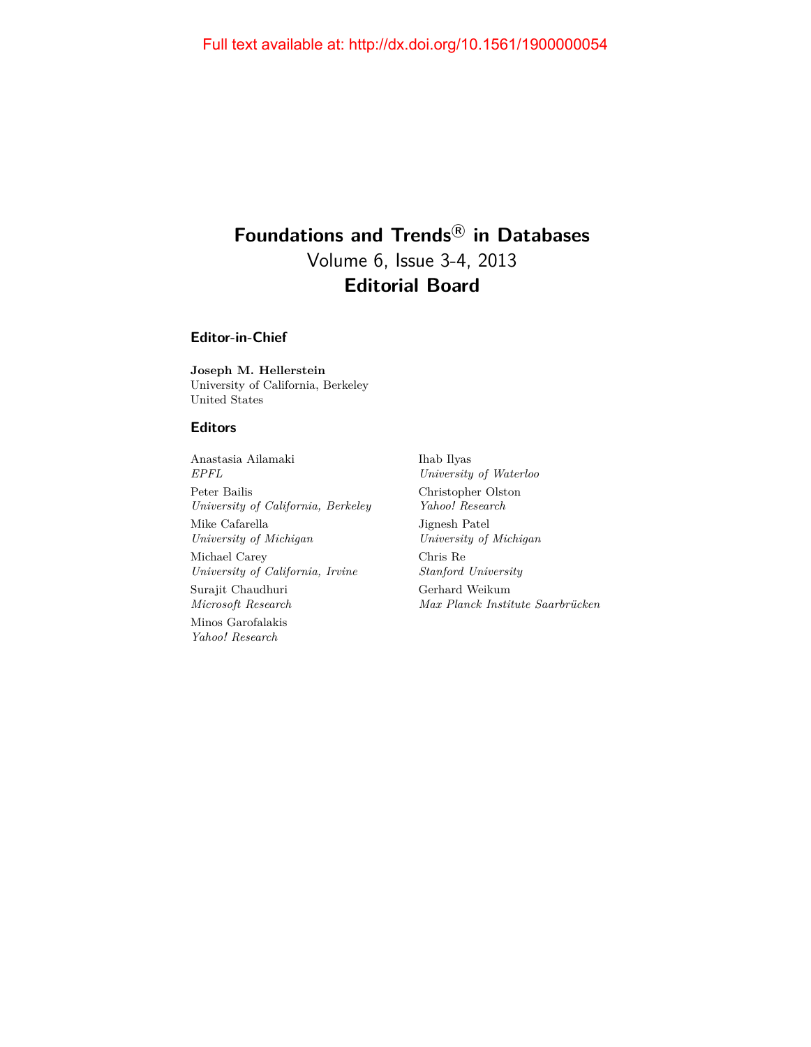Full text available at: http://dx.doi.org/10.1561/1900000054

# Foundations and Trends® in Databases

Volume 6, Issue 3-4, 2013

## Editorial Board

### Editor-in-Chief

**Joseph M. Hellerstein**
University of California, Berkeley
United States

### Editors

Anastasia Ailamaki
*EPFL*

Peter Bailis
*University of California, Berkeley*

Mike Cafarella
*University of Michigan*

Michael Carey
*University of California, Irvine*

Surajit Chaudhuri
*Microsoft Research*

Minos Garofalakis
*Yahoo! Research*

Ihab Ilyas
*University of Waterloo*

Christopher Olston
*Yahoo! Research*

Jignesh Patel
*University of Michigan*

Chris Re
*Stanford University*

Gerhard Weikum
*Max Planck Institute Saarbrücken*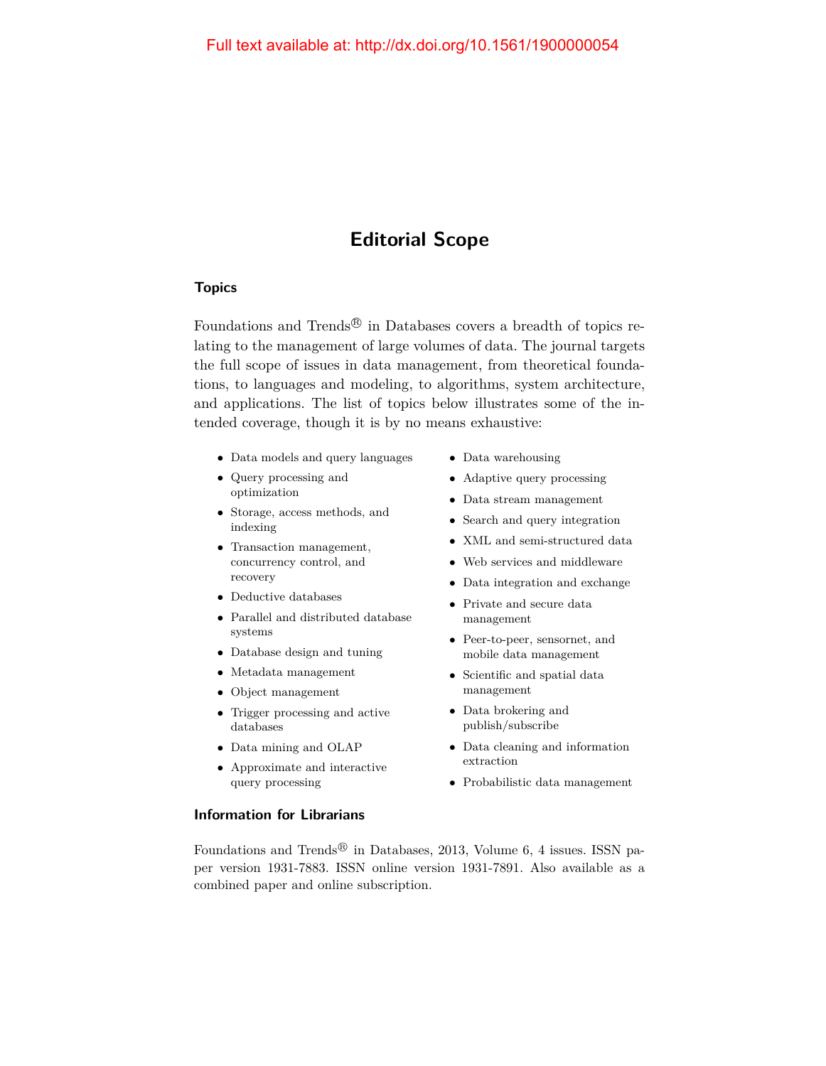# Editorial Scope

## Topics

Foundations and Trends® in Databases covers a breadth of topics relating to the management of large volumes of data. The journal targets the full scope of issues in data management, from theoretical foundations, to languages and modeling, to algorithms, system architecture, and applications. The list of topics below illustrates some of the intended coverage, though it is by no means exhaustive:

- Data models and query languages
- Query processing and optimization
- Storage, access methods, and indexing
- Transaction management, concurrency control, and recovery
- Deductive databases
- Parallel and distributed database systems
- Database design and tuning
- Metadata management
- Object management
- Trigger processing and active databases
- Data mining and OLAP
- Approximate and interactive query processing
- Data warehousing
- Adaptive query processing
- Data stream management
- Search and query integration
- XML and semi-structured data
- Web services and middleware
- Data integration and exchange
- Private and secure data management
- Peer-to-peer, sensornet, and mobile data management
- Scientific and spatial data management
- Data brokering and publish/subscribe
- Data cleaning and information extraction
- Probabilistic data management

## Information for Librarians

Foundations and Trends® in Databases, 2013, Volume 6, 4 issues. ISSN paper version 1931-7883. ISSN online version 1931-7891. Also available as a combined paper and online subscription.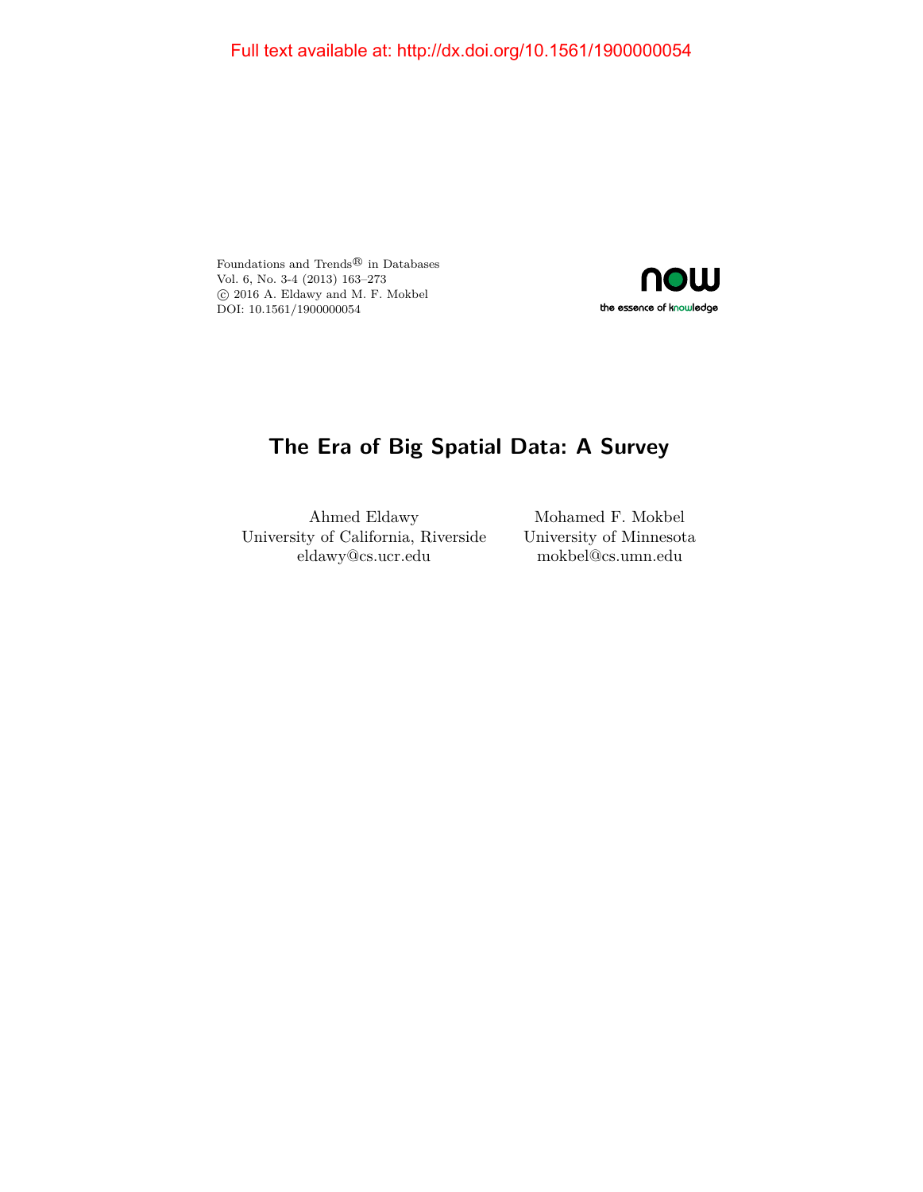Foundations and Trends® in Databases
Vol. 6, No. 3-4 (2013) 163–273
© 2016 A. Eldawy and M. F. Mokbel
DOI: 10.1561/1900000054

now
the essence of knowledge

# The Era of Big Spatial Data: A Survey

Ahmed Eldawy
University of California, Riverside
eldawy@cs.ucr.edu

Mohamed F. Mokbel
University of Minnesota
mokbel@cs.umn.edu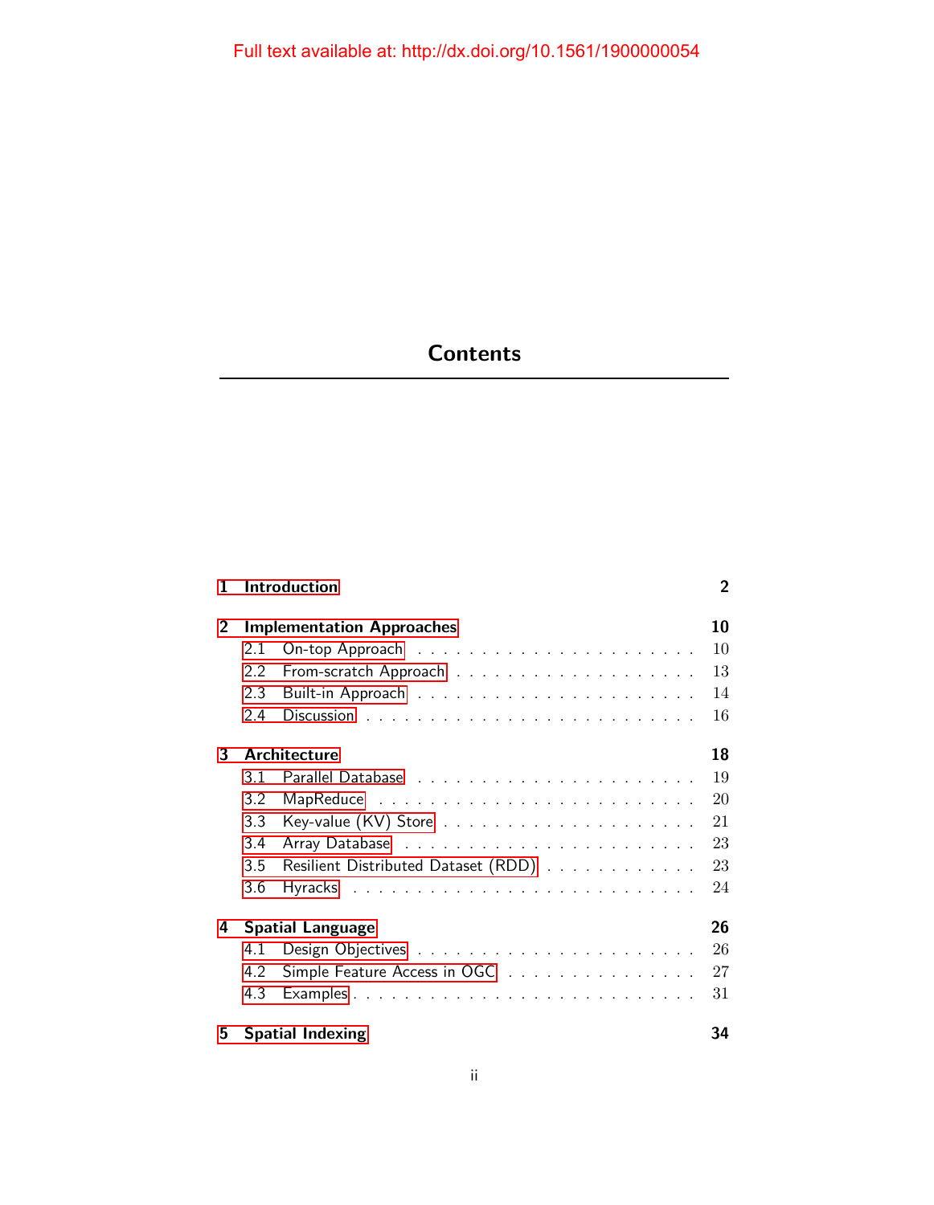# Contents

| | | |
|---|---|---|
| **1** | **Introduction** | **2** |
| **2** | **Implementation Approaches** | **10** |
| 2.1 | On-top Approach | 10 |
| 2.2 | From-scratch Approach | 13 |
| 2.3 | Built-in Approach | 14 |
| 2.4 | Discussion | 16 |
| **3** | **Architecture** | **18** |
| 3.1 | Parallel Database | 19 |
| 3.2 | MapReduce | 20 |
| 3.3 | Key-value (KV) Store | 21 |
| 3.4 | Array Database | 23 |
| 3.5 | Resilient Distributed Dataset (RDD) | 23 |
| 3.6 | Hyracks | 24 |
| **4** | **Spatial Language** | **26** |
| 4.1 | Design Objectives | 26 |
| 4.2 | Simple Feature Access in OGC | 27 |
| 4.3 | Examples | 31 |
| **5** | **Spatial Indexing** | **34** |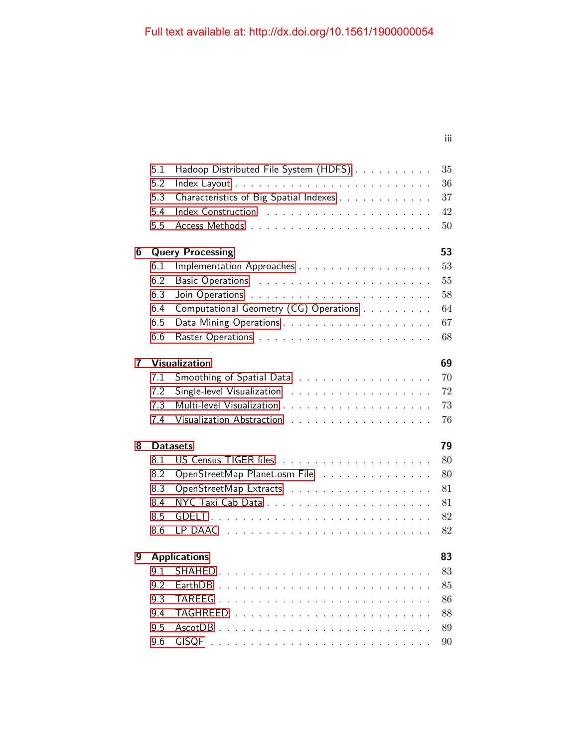Full text available at: http://dx.doi.org/10.1561/1900000054

5.1 Hadoop Distributed File System (HDFS) . . . . . . . . . . 35
5.2 Index Layout . . . . . . . . . . . . . . . . . . . . . . . . . 36
5.3 Characteristics of Big Spatial Indexes . . . . . . . . . . . . 37
5.4 Index Construction . . . . . . . . . . . . . . . . . . . . . 42
5.5 Access Methods . . . . . . . . . . . . . . . . . . . . . . . 50

**6 Query Processing** **53**
6.1 Implementation Approaches . . . . . . . . . . . . . . . . . 53
6.2 Basic Operations . . . . . . . . . . . . . . . . . . . . . . 55
6.3 Join Operations . . . . . . . . . . . . . . . . . . . . . . . 58
6.4 Computational Geometry (CG) Operations . . . . . . . . . 64
6.5 Data Mining Operations . . . . . . . . . . . . . . . . . . . 67
6.6 Raster Operations . . . . . . . . . . . . . . . . . . . . . . 68

**7 Visualization** **69**
7.1 Smoothing of Spatial Data . . . . . . . . . . . . . . . . . 70
7.2 Single-level Visualization . . . . . . . . . . . . . . . . . . 72
7.3 Multi-level Visualization . . . . . . . . . . . . . . . . . . . 73
7.4 Visualization Abstraction . . . . . . . . . . . . . . . . . . 76

**8 Datasets** **79**
8.1 US Census TIGER files . . . . . . . . . . . . . . . . . . . 80
8.2 OpenStreetMap Planet.osm File . . . . . . . . . . . . . . 80
8.3 OpenStreetMap Extracts . . . . . . . . . . . . . . . . . . 81
8.4 NYC Taxi Cab Data . . . . . . . . . . . . . . . . . . . . . 81
8.5 GDELT . . . . . . . . . . . . . . . . . . . . . . . . . . . . 82
8.6 LP DAAC . . . . . . . . . . . . . . . . . . . . . . . . . . 82

**9 Applications** **83**
9.1 SHAHED . . . . . . . . . . . . . . . . . . . . . . . . . . . 83
9.2 EarthDB . . . . . . . . . . . . . . . . . . . . . . . . . . . 85
9.3 TAREEG . . . . . . . . . . . . . . . . . . . . . . . . . . . 86
9.4 TAGHREED . . . . . . . . . . . . . . . . . . . . . . . . . 88
9.5 AscotDB . . . . . . . . . . . . . . . . . . . . . . . . . . . 89
9.6 GISQF . . . . . . . . . . . . . . . . . . . . . . . . . . . . 90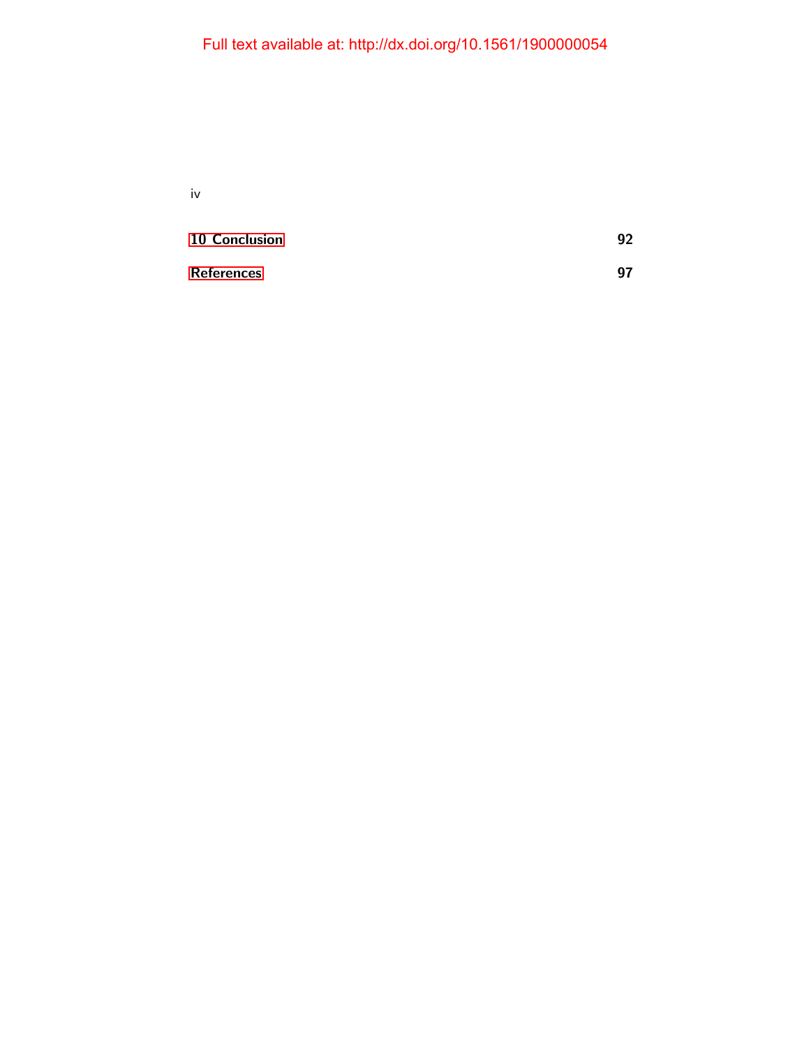**10 Conclusion** **92**

**References** **97**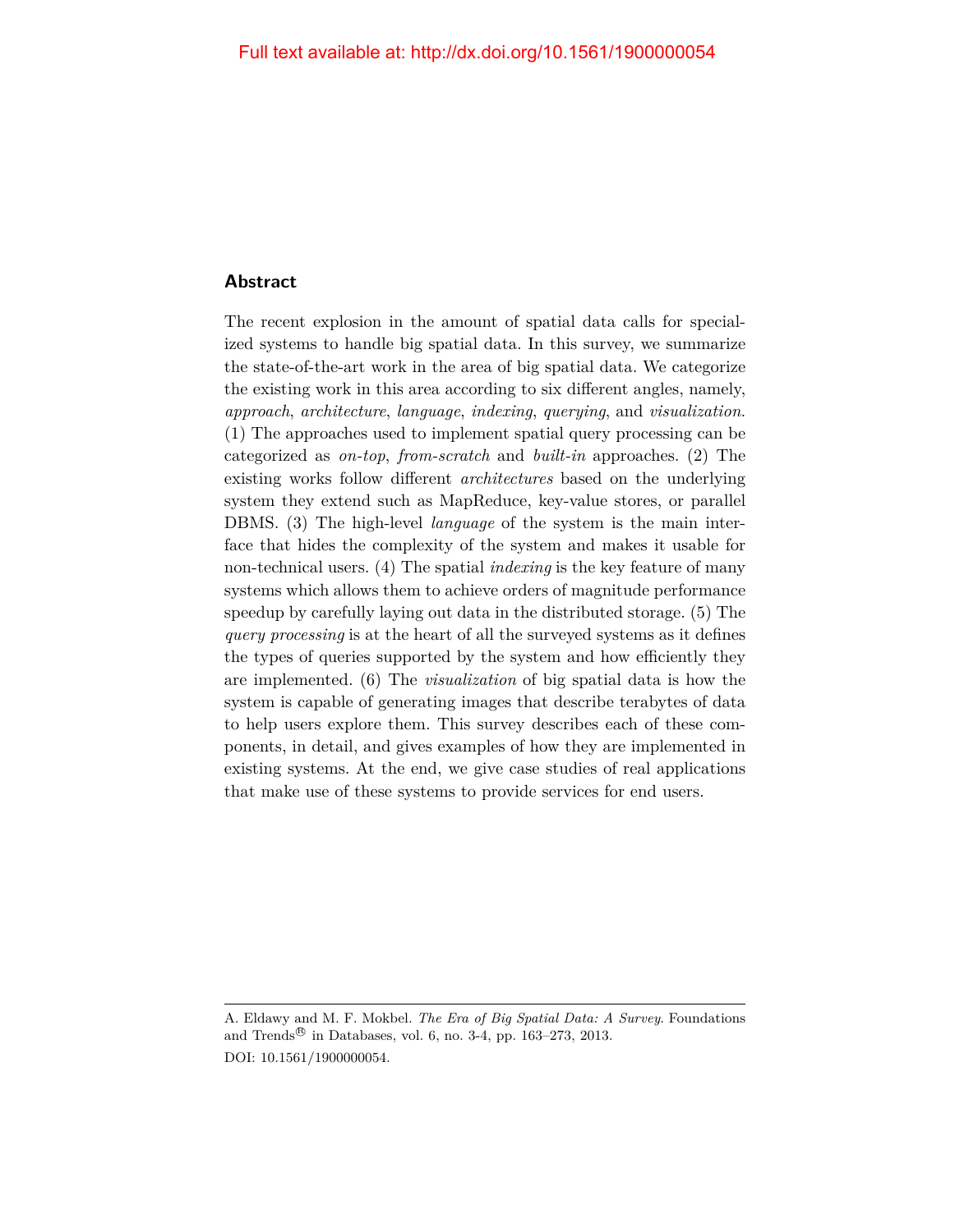## Abstract

The recent explosion in the amount of spatial data calls for specialized systems to handle big spatial data. In this survey, we summarize the state-of-the-art work in the area of big spatial data. We categorize the existing work in this area according to six different angles, namely, *approach*, *architecture*, *language*, *indexing*, *querying*, and *visualization*. (1) The approaches used to implement spatial query processing can be categorized as *on-top*, *from-scratch* and *built-in* approaches. (2) The existing works follow different *architectures* based on the underlying system they extend such as MapReduce, key-value stores, or parallel DBMS. (3) The high-level *language* of the system is the main interface that hides the complexity of the system and makes it usable for non-technical users. (4) The spatial *indexing* is the key feature of many systems which allows them to achieve orders of magnitude performance speedup by carefully laying out data in the distributed storage. (5) The *query processing* is at the heart of all the surveyed systems as it defines the types of queries supported by the system and how efficiently they are implemented. (6) The *visualization* of big spatial data is how the system is capable of generating images that describe terabytes of data to help users explore them. This survey describes each of these components, in detail, and gives examples of how they are implemented in existing systems. At the end, we give case studies of real applications that make use of these systems to provide services for end users.

---

A. Eldawy and M. F. Mokbel. *The Era of Big Spatial Data: A Survey*. Foundations and Trends® in Databases, vol. 6, no. 3-4, pp. 163–273, 2013.
DOI: 10.1561/1900000054.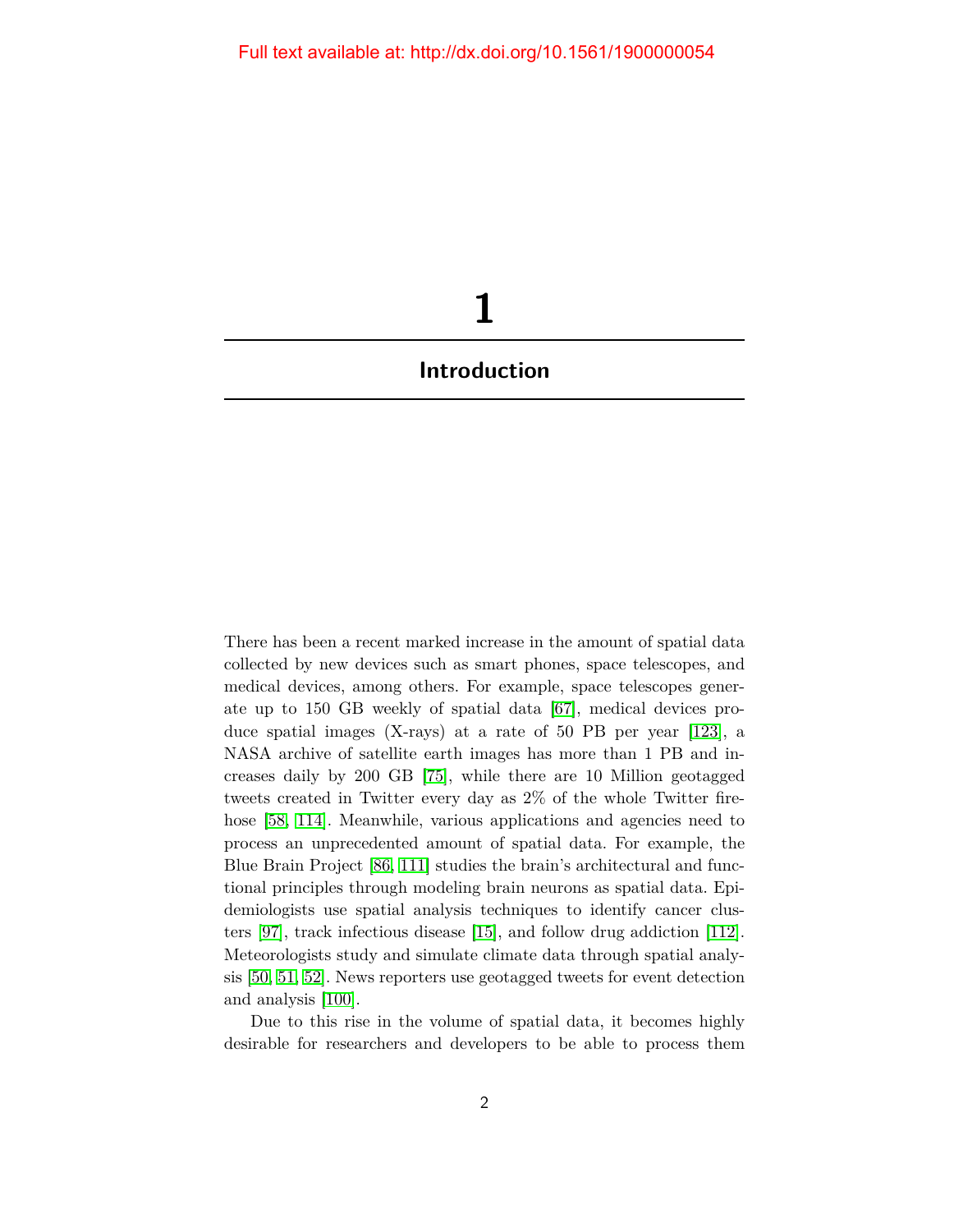# 1

## Introduction

There has been a recent marked increase in the amount of spatial data collected by new devices such as smart phones, space telescopes, and medical devices, among others. For example, space telescopes generate up to 150 GB weekly of spatial data [67], medical devices produce spatial images (X-rays) at a rate of 50 PB per year [123], a NASA archive of satellite earth images has more than 1 PB and increases daily by 200 GB [75], while there are 10 Million geotagged tweets created in Twitter every day as 2% of the whole Twitter firehose [58, 114]. Meanwhile, various applications and agencies need to process an unprecedented amount of spatial data. For example, the Blue Brain Project [86, 111] studies the brain's architectural and functional principles through modeling brain neurons as spatial data. Epidemiologists use spatial analysis techniques to identify cancer clusters [97], track infectious disease [15], and follow drug addiction [112]. Meteorologists study and simulate climate data through spatial analysis [50, 51, 52]. News reporters use geotagged tweets for event detection and analysis [100].

Due to this rise in the volume of spatial data, it becomes highly desirable for researchers and developers to be able to process them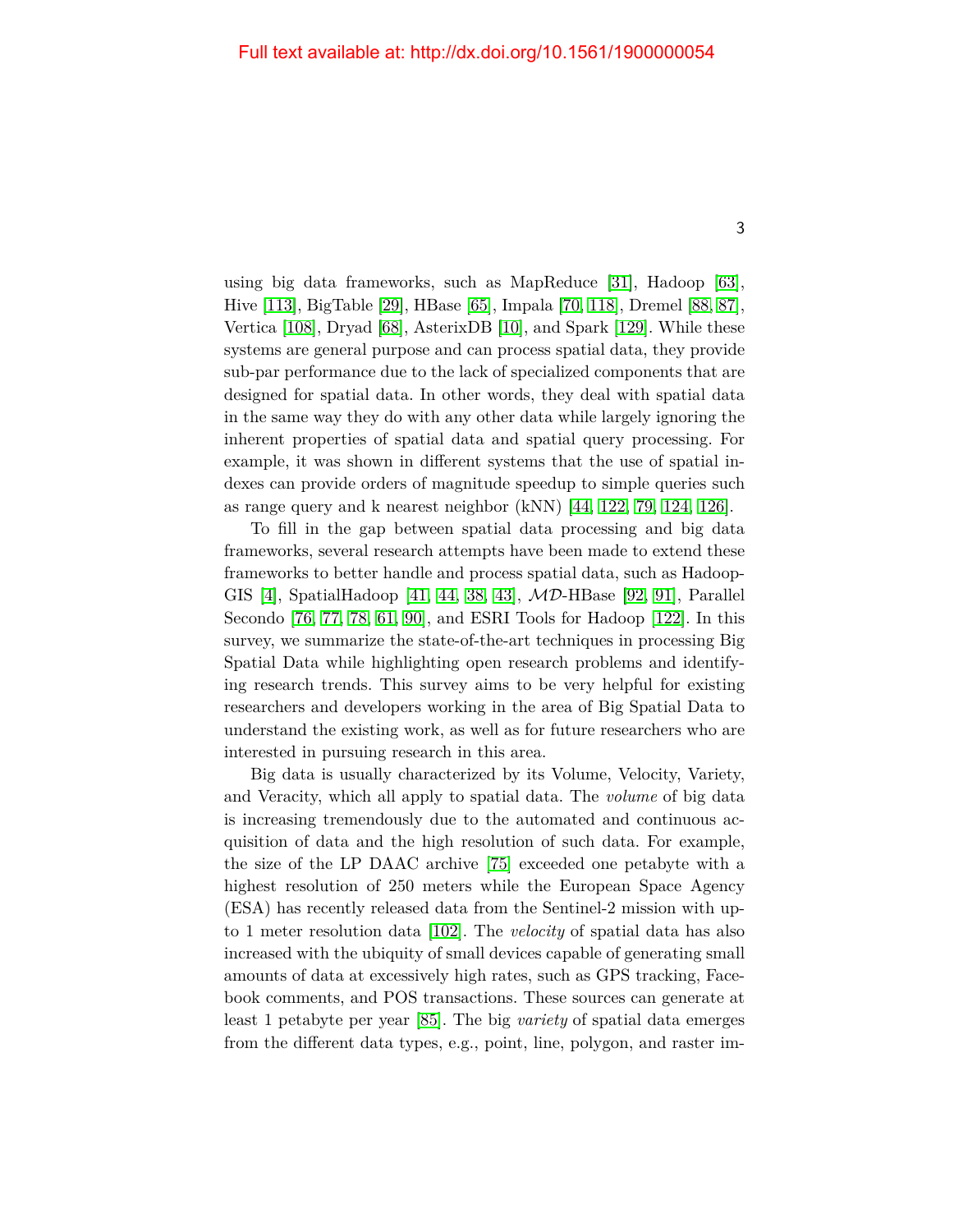using big data frameworks, such as MapReduce [31], Hadoop [63], Hive [113], BigTable [29], HBase [65], Impala [70, 118], Dremel [88, 87], Vertica [108], Dryad [68], AsterixDB [10], and Spark [129]. While these systems are general purpose and can process spatial data, they provide sub-par performance due to the lack of specialized components that are designed for spatial data. In other words, they deal with spatial data in the same way they do with any other data while largely ignoring the inherent properties of spatial data and spatial query processing. For example, it was shown in different systems that the use of spatial indexes can provide orders of magnitude speedup to simple queries such as range query and k nearest neighbor (kNN) [44, 122, 79, 124, 126].

To fill in the gap between spatial data processing and big data frameworks, several research attempts have been made to extend these frameworks to better handle and process spatial data, such as Hadoop-GIS [4], SpatialHadoop [41, 44, 38, 43], $\mathcal{MD}$-HBase [92, 91], Parallel Secondo [76, 77, 78, 61, 90], and ESRI Tools for Hadoop [122]. In this survey, we summarize the state-of-the-art techniques in processing Big Spatial Data while highlighting open research problems and identifying research trends. This survey aims to be very helpful for existing researchers and developers working in the area of Big Spatial Data to understand the existing work, as well as for future researchers who are interested in pursuing research in this area.

Big data is usually characterized by its Volume, Velocity, Variety, and Veracity, which all apply to spatial data. The *volume* of big data is increasing tremendously due to the automated and continuous acquisition of data and the high resolution of such data. For example, the size of the LP DAAC archive [75] exceeded one petabyte with a highest resolution of 250 meters while the European Space Agency (ESA) has recently released data from the Sentinel-2 mission with up-to 1 meter resolution data [102]. The *velocity* of spatial data has also increased with the ubiquity of small devices capable of generating small amounts of data at excessively high rates, such as GPS tracking, Facebook comments, and POS transactions. These sources can generate at least 1 petabyte per year [85]. The big *variety* of spatial data emerges from the different data types, e.g., point, line, polygon, and raster im-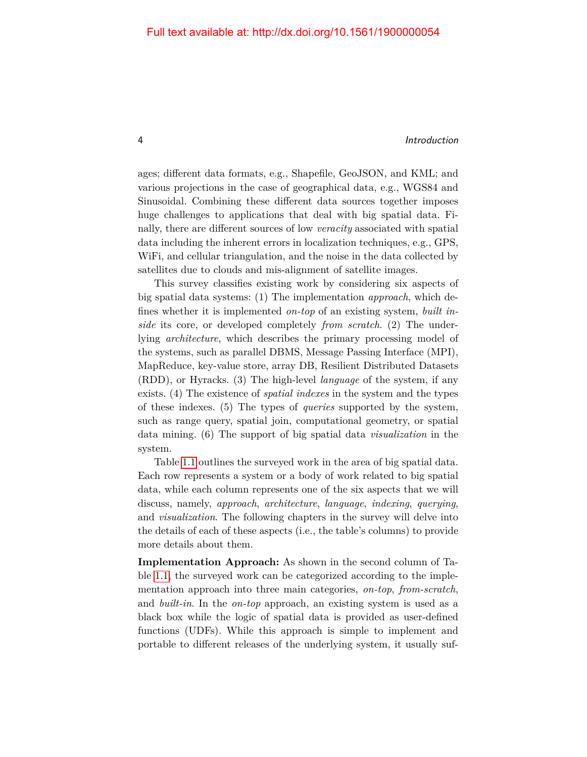ages; different data formats, e.g., Shapefile, GeoJSON, and KML; and various projections in the case of geographical data, e.g., WGS84 and Sinusoidal. Combining these different data sources together imposes huge challenges to applications that deal with big spatial data. Finally, there are different sources of low *veracity* associated with spatial data including the inherent errors in localization techniques, e.g., GPS, WiFi, and cellular triangulation, and the noise in the data collected by satellites due to clouds and mis-alignment of satellite images.

This survey classifies existing work by considering six aspects of big spatial data systems: (1) The implementation *approach*, which defines whether it is implemented *on-top* of an existing system, *built inside* its core, or developed completely *from scratch*. (2) The underlying *architecture*, which describes the primary processing model of the systems, such as parallel DBMS, Message Passing Interface (MPI), MapReduce, key-value store, array DB, Resilient Distributed Datasets (RDD), or Hyracks. (3) The high-level *language* of the system, if any exists. (4) The existence of *spatial indexes* in the system and the types of these indexes. (5) The types of *queries* supported by the system, such as range query, spatial join, computational geometry, or spatial data mining. (6) The support of big spatial data *visualization* in the system.

Table 1.1 outlines the surveyed work in the area of big spatial data. Each row represents a system or a body of work related to big spatial data, while each column represents one of the six aspects that we will discuss, namely, *approach*, *architecture*, *language*, *indexing*, *querying*, and *visualization*. The following chapters in the survey will delve into the details of each of these aspects (i.e., the table's columns) to provide more details about them.

**Implementation Approach:** As shown in the second column of Table 1.1, the surveyed work can be categorized according to the implementation approach into three main categories, *on-top*, *from-scratch*, and *built-in*. In the *on-top* approach, an existing system is used as a black box while the logic of spatial data is provided as user-defined functions (UDFs). While this approach is simple to implement and portable to different releases of the underlying system, it usually suf-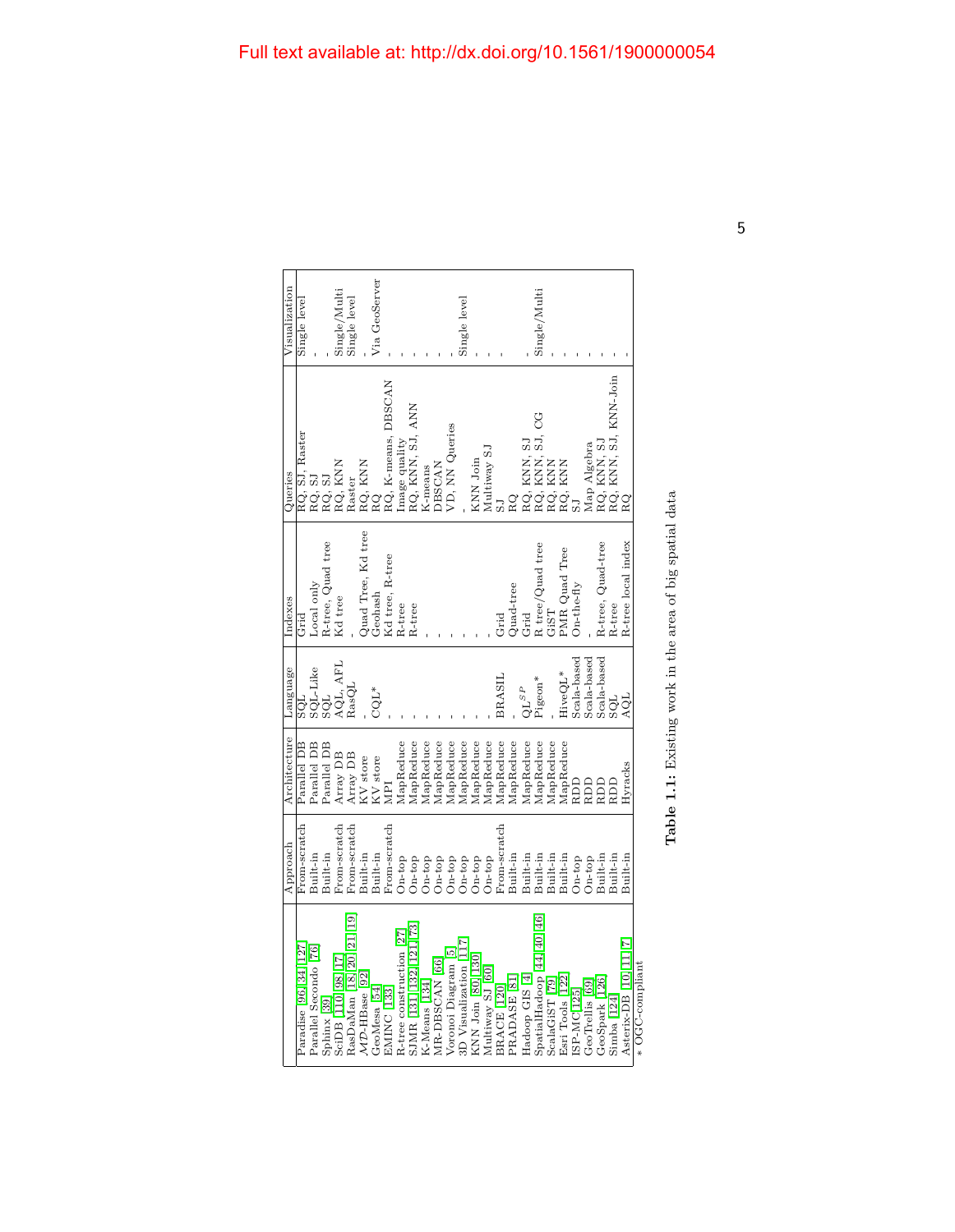Full text available at: http://dx.doi.org/10.1561/1900000054

| | Approach | Architecture | Language | Indexes | Queries | Visualization |
|---|---|---|---|---|---|---|
| Paradise [96, 34, 127] | From-scratch | Parallel DB | SQL | Grid | RQ, SJ, Raster | Single level |
| Parallel Secondo [76] | Built-in | Parallel DB | SQL-Like | Local only | RQ, SJ | - |
| Sphinx [39] | Built-in | Parallel DB | SQL | R-tree, Quad tree | RQ, SJ | - |
| SciDB [110, 98, 17] | From-scratch | Array DB | AQL, AFL | Kd tree | RQ, KNN | Single/Multi |
| RasDaMan [18, 20, 21, 19] | From-scratch | Array DB | RasQL | - | Raster | Single level |
| *MD*-HBase [92] | Built-in | KV store | - | Quad Tree, Kd tree | RQ, KNN | - |
| GeoMesa [54] | Built-in | KV store | CQL* | Geohash | RQ | Via GeoServer |
| EMINC [133] | From-scratch | MPI | - | Kd tree, R-tree | RQ, K-means, DBSCAN | - |
| R-tree construction [27] | On-top | MapReduce | - | R-tree | Image quality | - |
| SJMR [131, 132, 121, 73] | On-top | MapReduce | - | R-tree | RQ, KNN, SJ, ANN | - |
| K-Means [134] | On-top | MapReduce | - | - | K-means | - |
| MR-DBSCAN [66] | On-top | MapReduce | - | - | DBSCAN | - |
| Voronoi Diagram [5] | On-top | MapReduce | - | - | VD, NN Queries | - |
| 3D Visualization [117] | On-top | MapReduce | - | - | - | Single level |
| KNN Join [80, 130] | On-top | MapReduce | - | - | KNN Join | - |
| Multiway SJ [60] | On-top | MapReduce | - | - | Multiway SJ | - |
| BRACE [120] | From-scratch | MapReduce | BRASIL | Grid | SJ | - |
| PRADASE [81] | Built-in | MapReduce | - | Quad-tree | RQ | - |
| Hadoop GIS [4] | Built-in | MapReduce | $QL^{SP}$ | Grid | RQ, KNN, SJ | - |
| SpatialHadoop [44, 40, 46] | Built-in | MapReduce | Pigeon* | R tree/Quad tree | RQ, KNN, SJ, CG | Single/Multi |
| ScalaGiST [79] | Built-in | MapReduce | - | GiST | RQ, KNN | - |
| Esri Tools [122] | Built-in | MapReduce | HiveQL* | PMR Quad Tree | RQ, KNN | - |
| ISP-MC [125] | On-top | RDD | Scala-based | On-the-fly | SJ | - |
| GeoTrellis [69] | On-top | RDD | Scala-based | - | Map Algebra | - |
| GeoSpark [126] | Built-in | RDD | Scala-based | R-tree, Quad-tree | RQ, KNN, SJ | - |
| Simba [124] | Built-in | RDD | SQL | R-tree | RQ, KNN, SJ, KNN-Join | - |
| Asterix-DB [10, 11, 7] | Built-in | Hyracks | AQL | R-tree local index | RQ | - |

* OGC-compliant

**Table 1.1:** Existing work in the area of big spatial data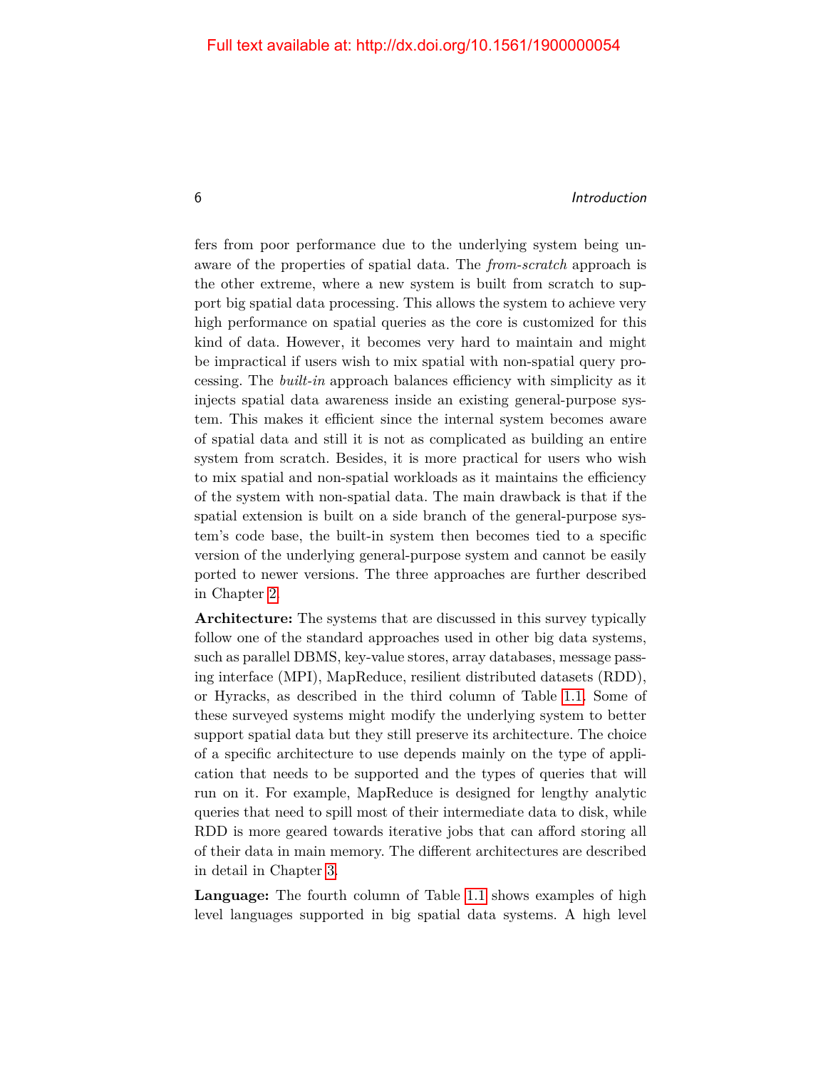fers from poor performance due to the underlying system being unaware of the properties of spatial data. The *from-scratch* approach is the other extreme, where a new system is built from scratch to support big spatial data processing. This allows the system to achieve very high performance on spatial queries as the core is customized for this kind of data. However, it becomes very hard to maintain and might be impractical if users wish to mix spatial with non-spatial query processing. The *built-in* approach balances efficiency with simplicity as it injects spatial data awareness inside an existing general-purpose system. This makes it efficient since the internal system becomes aware of spatial data and still it is not as complicated as building an entire system from scratch. Besides, it is more practical for users who wish to mix spatial and non-spatial workloads as it maintains the efficiency of the system with non-spatial data. The main drawback is that if the spatial extension is built on a side branch of the general-purpose system's code base, the built-in system then becomes tied to a specific version of the underlying general-purpose system and cannot be easily ported to newer versions. The three approaches are further described in Chapter 2.

**Architecture:** The systems that are discussed in this survey typically follow one of the standard approaches used in other big data systems, such as parallel DBMS, key-value stores, array databases, message passing interface (MPI), MapReduce, resilient distributed datasets (RDD), or Hyracks, as described in the third column of Table 1.1. Some of these surveyed systems might modify the underlying system to better support spatial data but they still preserve its architecture. The choice of a specific architecture to use depends mainly on the type of application that needs to be supported and the types of queries that will run on it. For example, MapReduce is designed for lengthy analytic queries that need to spill most of their intermediate data to disk, while RDD is more geared towards iterative jobs that can afford storing all of their data in main memory. The different architectures are described in detail in Chapter 3.

**Language:** The fourth column of Table 1.1 shows examples of high level languages supported in big spatial data systems. A high level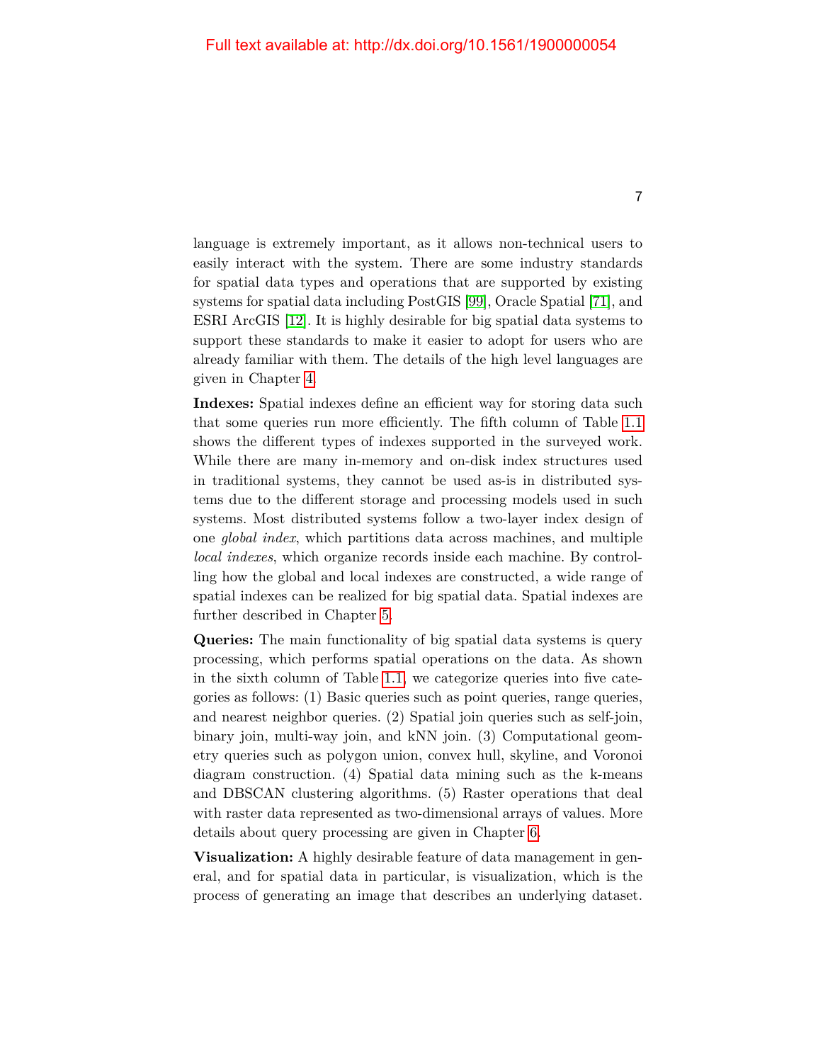language is extremely important, as it allows non-technical users to easily interact with the system. There are some industry standards for spatial data types and operations that are supported by existing systems for spatial data including PostGIS [99], Oracle Spatial [71], and ESRI ArcGIS [12]. It is highly desirable for big spatial data systems to support these standards to make it easier to adopt for users who are already familiar with them. The details of the high level languages are given in Chapter 4.

**Indexes:** Spatial indexes define an efficient way for storing data such that some queries run more efficiently. The fifth column of Table 1.1 shows the different types of indexes supported in the surveyed work. While there are many in-memory and on-disk index structures used in traditional systems, they cannot be used as-is in distributed systems due to the different storage and processing models used in such systems. Most distributed systems follow a two-layer index design of one *global index*, which partitions data across machines, and multiple *local indexes*, which organize records inside each machine. By controlling how the global and local indexes are constructed, a wide range of spatial indexes can be realized for big spatial data. Spatial indexes are further described in Chapter 5.

**Queries:** The main functionality of big spatial data systems is query processing, which performs spatial operations on the data. As shown in the sixth column of Table 1.1, we categorize queries into five categories as follows: (1) Basic queries such as point queries, range queries, and nearest neighbor queries. (2) Spatial join queries such as self-join, binary join, multi-way join, and kNN join. (3) Computational geometry queries such as polygon union, convex hull, skyline, and Voronoi diagram construction. (4) Spatial data mining such as the k-means and DBSCAN clustering algorithms. (5) Raster operations that deal with raster data represented as two-dimensional arrays of values. More details about query processing are given in Chapter 6.

**Visualization:** A highly desirable feature of data management in general, and for spatial data in particular, is visualization, which is the process of generating an image that describes an underlying dataset.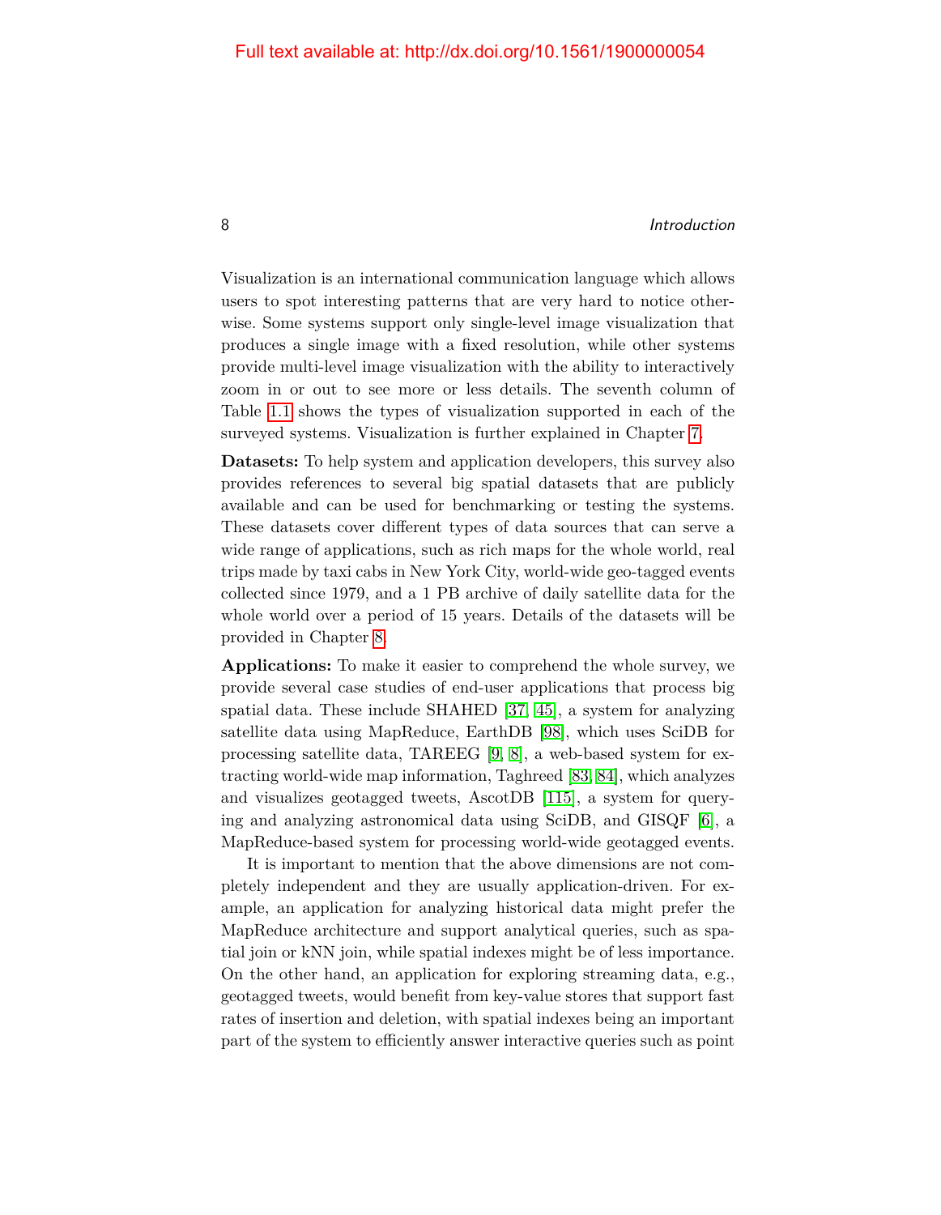Visualization is an international communication language which allows users to spot interesting patterns that are very hard to notice otherwise. Some systems support only single-level image visualization that produces a single image with a fixed resolution, while other systems provide multi-level image visualization with the ability to interactively zoom in or out to see more or less details. The seventh column of Table 1.1 shows the types of visualization supported in each of the surveyed systems. Visualization is further explained in Chapter 7.

**Datasets:** To help system and application developers, this survey also provides references to several big spatial datasets that are publicly available and can be used for benchmarking or testing the systems. These datasets cover different types of data sources that can serve a wide range of applications, such as rich maps for the whole world, real trips made by taxi cabs in New York City, world-wide geo-tagged events collected since 1979, and a 1 PB archive of daily satellite data for the whole world over a period of 15 years. Details of the datasets will be provided in Chapter 8.

**Applications:** To make it easier to comprehend the whole survey, we provide several case studies of end-user applications that process big spatial data. These include SHAHED [37, 45], a system for analyzing satellite data using MapReduce, EarthDB [98], which uses SciDB for processing satellite data, TAREEG [9, 8], a web-based system for extracting world-wide map information, Taghreed [83, 84], which analyzes and visualizes geotagged tweets, AscotDB [115], a system for querying and analyzing astronomical data using SciDB, and GISQF [6], a MapReduce-based system for processing world-wide geotagged events.

It is important to mention that the above dimensions are not completely independent and they are usually application-driven. For example, an application for analyzing historical data might prefer the MapReduce architecture and support analytical queries, such as spatial join or kNN join, while spatial indexes might be of less importance. On the other hand, an application for exploring streaming data, e.g., geotagged tweets, would benefit from key-value stores that support fast rates of insertion and deletion, with spatial indexes being an important part of the system to efficiently answer interactive queries such as point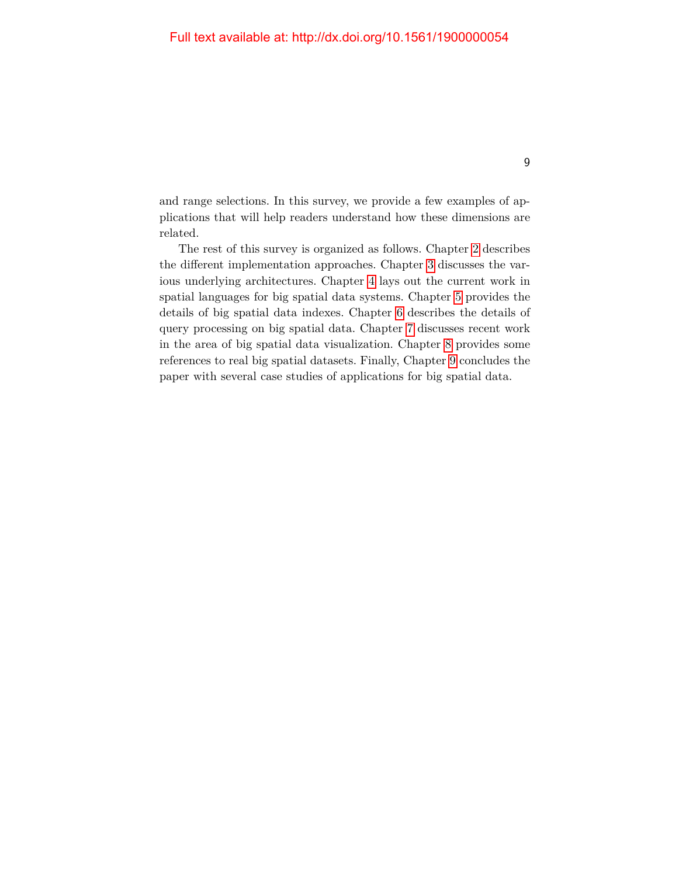and range selections. In this survey, we provide a few examples of applications that will help readers understand how these dimensions are related.

The rest of this survey is organized as follows. Chapter 2 describes the different implementation approaches. Chapter 3 discusses the various underlying architectures. Chapter 4 lays out the current work in spatial languages for big spatial data systems. Chapter 5 provides the details of big spatial data indexes. Chapter 6 describes the details of query processing on big spatial data. Chapter 7 discusses recent work in the area of big spatial data visualization. Chapter 8 provides some references to real big spatial datasets. Finally, Chapter 9 concludes the paper with several case studies of applications for big spatial data.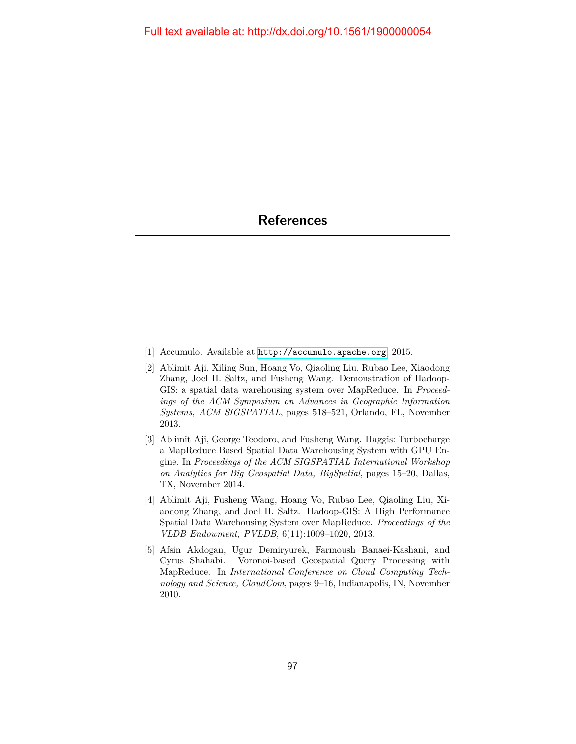# References

[1] Accumulo. Available at http://accumulo.apache.org, 2015.

[2] Ablimit Aji, Xiling Sun, Hoang Vo, Qiaoling Liu, Rubao Lee, Xiaodong Zhang, Joel H. Saltz, and Fusheng Wang. Demonstration of Hadoop-GIS: a spatial data warehousing system over MapReduce. In *Proceedings of the ACM Symposium on Advances in Geographic Information Systems, ACM SIGSPATIAL*, pages 518–521, Orlando, FL, November 2013.

[3] Ablimit Aji, George Teodoro, and Fusheng Wang. Haggis: Turbocharge a MapReduce Based Spatial Data Warehousing System with GPU Engine. In *Proceedings of the ACM SIGSPATIAL International Workshop on Analytics for Big Geospatial Data, BigSpatial*, pages 15–20, Dallas, TX, November 2014.

[4] Ablimit Aji, Fusheng Wang, Hoang Vo, Rubao Lee, Qiaoling Liu, Xiaodong Zhang, and Joel H. Saltz. Hadoop-GIS: A High Performance Spatial Data Warehousing System over MapReduce. *Proceedings of the VLDB Endowment, PVLDB*, 6(11):1009–1020, 2013.

[5] Afsin Akdogan, Ugur Demiryurek, Farmoush Banaei-Kashani, and Cyrus Shahabi. Voronoi-based Geospatial Query Processing with MapReduce. In *International Conference on Cloud Computing Technology and Science, CloudCom*, pages 9–16, Indianapolis, IN, November 2010.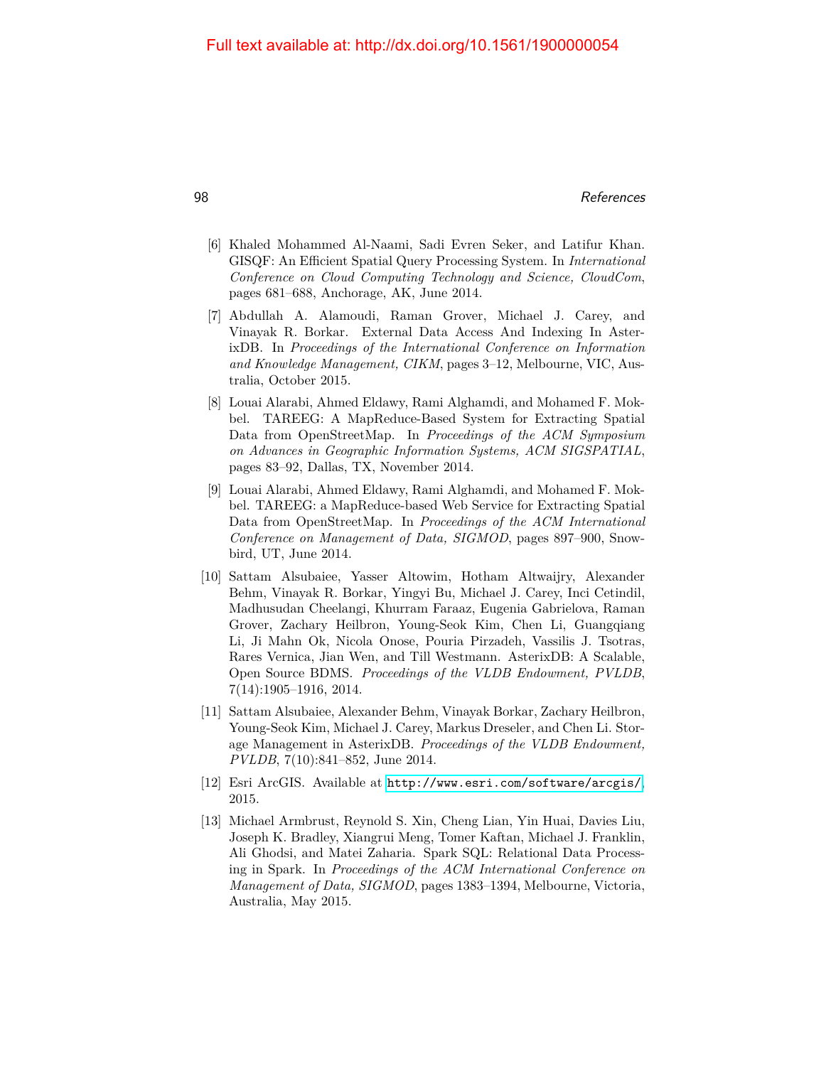[6] Khaled Mohammed Al-Naami, Sadi Evren Seker, and Latifur Khan. GISQF: An Efficient Spatial Query Processing System. In *International Conference on Cloud Computing Technology and Science, CloudCom*, pages 681–688, Anchorage, AK, June 2014.

[7] Abdullah A. Alamoudi, Raman Grover, Michael J. Carey, and Vinayak R. Borkar. External Data Access And Indexing In AsterixDB. In *Proceedings of the International Conference on Information and Knowledge Management, CIKM*, pages 3–12, Melbourne, VIC, Australia, October 2015.

[8] Louai Alarabi, Ahmed Eldawy, Rami Alghamdi, and Mohamed F. Mokbel. TAREEG: A MapReduce-Based System for Extracting Spatial Data from OpenStreetMap. In *Proceedings of the ACM Symposium on Advances in Geographic Information Systems, ACM SIGSPATIAL*, pages 83–92, Dallas, TX, November 2014.

[9] Louai Alarabi, Ahmed Eldawy, Rami Alghamdi, and Mohamed F. Mokbel. TAREEG: a MapReduce-based Web Service for Extracting Spatial Data from OpenStreetMap. In *Proceedings of the ACM International Conference on Management of Data, SIGMOD*, pages 897–900, Snowbird, UT, June 2014.

[10] Sattam Alsubaiee, Yasser Altowim, Hotham Altwaijry, Alexander Behm, Vinayak R. Borkar, Yingyi Bu, Michael J. Carey, Inci Cetindil, Madhusudan Cheelangi, Khurram Faraaz, Eugenia Gabrielova, Raman Grover, Zachary Heilbron, Young-Seok Kim, Chen Li, Guangqiang Li, Ji Mahn Ok, Nicola Onose, Pouria Pirzadeh, Vassilis J. Tsotras, Rares Vernica, Jian Wen, and Till Westmann. AsterixDB: A Scalable, Open Source BDMS. *Proceedings of the VLDB Endowment, PVLDB*, 7(14):1905–1916, 2014.

[11] Sattam Alsubaiee, Alexander Behm, Vinayak Borkar, Zachary Heilbron, Young-Seok Kim, Michael J. Carey, Markus Dreseler, and Chen Li. Storage Management in AsterixDB. *Proceedings of the VLDB Endowment, PVLDB*, 7(10):841–852, June 2014.

[12] Esri ArcGIS. Available at http://www.esri.com/software/arcgis/, 2015.

[13] Michael Armbrust, Reynold S. Xin, Cheng Lian, Yin Huai, Davies Liu, Joseph K. Bradley, Xiangrui Meng, Tomer Kaftan, Michael J. Franklin, Ali Ghodsi, and Matei Zaharia. Spark SQL: Relational Data Processing in Spark. In *Proceedings of the ACM International Conference on Management of Data, SIGMOD*, pages 1383–1394, Melbourne, Victoria, Australia, May 2015.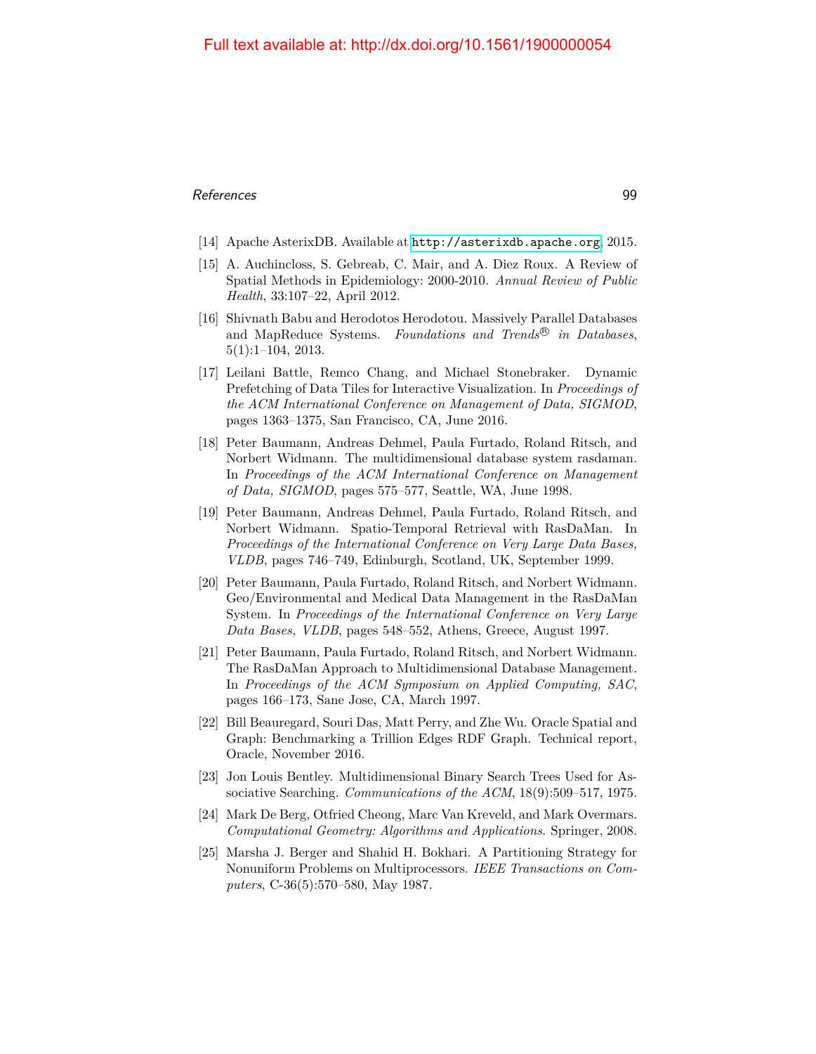[14] Apache AsterixDB. Available at http://asterixdb.apache.org, 2015.

[15] A. Auchincloss, S. Gebreab, C. Mair, and A. Diez Roux. A Review of Spatial Methods in Epidemiology: 2000-2010. *Annual Review of Public Health*, 33:107–22, April 2012.

[16] Shivnath Babu and Herodotos Herodotou. Massively Parallel Databases and MapReduce Systems. *Foundations and Trends® in Databases*, 5(1):1–104, 2013.

[17] Leilani Battle, Remco Chang, and Michael Stonebraker. Dynamic Prefetching of Data Tiles for Interactive Visualization. In *Proceedings of the ACM International Conference on Management of Data, SIGMOD*, pages 1363–1375, San Francisco, CA, June 2016.

[18] Peter Baumann, Andreas Dehmel, Paula Furtado, Roland Ritsch, and Norbert Widmann. The multidimensional database system rasdaman. In *Proceedings of the ACM International Conference on Management of Data, SIGMOD*, pages 575–577, Seattle, WA, June 1998.

[19] Peter Baumann, Andreas Dehmel, Paula Furtado, Roland Ritsch, and Norbert Widmann. Spatio-Temporal Retrieval with RasDaMan. In *Proceedings of the International Conference on Very Large Data Bases, VLDB*, pages 746–749, Edinburgh, Scotland, UK, September 1999.

[20] Peter Baumann, Paula Furtado, Roland Ritsch, and Norbert Widmann. Geo/Environmental and Medical Data Management in the RasDaMan System. In *Proceedings of the International Conference on Very Large Data Bases, VLDB*, pages 548–552, Athens, Greece, August 1997.

[21] Peter Baumann, Paula Furtado, Roland Ritsch, and Norbert Widmann. The RasDaMan Approach to Multidimensional Database Management. In *Proceedings of the ACM Symposium on Applied Computing, SAC*, pages 166–173, Sane Jose, CA, March 1997.

[22] Bill Beauregard, Souri Das, Matt Perry, and Zhe Wu. Oracle Spatial and Graph: Benchmarking a Trillion Edges RDF Graph. Technical report, Oracle, November 2016.

[23] Jon Louis Bentley. Multidimensional Binary Search Trees Used for Associative Searching. *Communications of the ACM*, 18(9):509–517, 1975.

[24] Mark De Berg, Otfried Cheong, Marc Van Kreveld, and Mark Overmars. *Computational Geometry: Algorithms and Applications*. Springer, 2008.

[25] Marsha J. Berger and Shahid H. Bokhari. A Partitioning Strategy for Nonuniform Problems on Multiprocessors. *IEEE Transactions on Computers*, C-36(5):570–580, May 1987.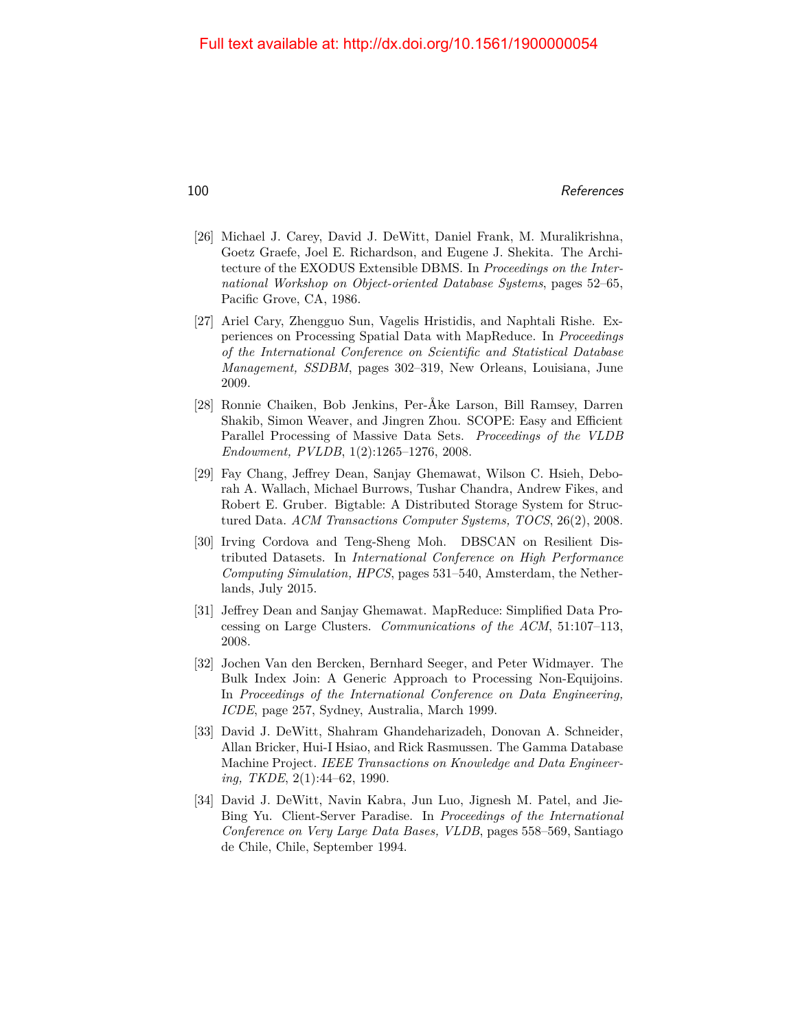[26] Michael J. Carey, David J. DeWitt, Daniel Frank, M. Muralikrishna, Goetz Graefe, Joel E. Richardson, and Eugene J. Shekita. The Architecture of the EXODUS Extensible DBMS. In *Proceedings on the International Workshop on Object-oriented Database Systems*, pages 52–65, Pacific Grove, CA, 1986.

[27] Ariel Cary, Zhengguo Sun, Vagelis Hristidis, and Naphtali Rishe. Experiences on Processing Spatial Data with MapReduce. In *Proceedings of the International Conference on Scientific and Statistical Database Management, SSDBM*, pages 302–319, New Orleans, Louisiana, June 2009.

[28] Ronnie Chaiken, Bob Jenkins, Per-Åke Larson, Bill Ramsey, Darren Shakib, Simon Weaver, and Jingren Zhou. SCOPE: Easy and Efficient Parallel Processing of Massive Data Sets. *Proceedings of the VLDB Endowment, PVLDB*, 1(2):1265–1276, 2008.

[29] Fay Chang, Jeffrey Dean, Sanjay Ghemawat, Wilson C. Hsieh, Deborah A. Wallach, Michael Burrows, Tushar Chandra, Andrew Fikes, and Robert E. Gruber. Bigtable: A Distributed Storage System for Structured Data. *ACM Transactions Computer Systems, TOCS*, 26(2), 2008.

[30] Irving Cordova and Teng-Sheng Moh. DBSCAN on Resilient Distributed Datasets. In *International Conference on High Performance Computing Simulation, HPCS*, pages 531–540, Amsterdam, the Netherlands, July 2015.

[31] Jeffrey Dean and Sanjay Ghemawat. MapReduce: Simplified Data Processing on Large Clusters. *Communications of the ACM*, 51:107–113, 2008.

[32] Jochen Van den Bercken, Bernhard Seeger, and Peter Widmayer. The Bulk Index Join: A Generic Approach to Processing Non-Equijoins. In *Proceedings of the International Conference on Data Engineering, ICDE*, page 257, Sydney, Australia, March 1999.

[33] David J. DeWitt, Shahram Ghandeharizadeh, Donovan A. Schneider, Allan Bricker, Hui-I Hsiao, and Rick Rasmussen. The Gamma Database Machine Project. *IEEE Transactions on Knowledge and Data Engineering, TKDE*, 2(1):44–62, 1990.

[34] David J. DeWitt, Navin Kabra, Jun Luo, Jignesh M. Patel, and Jie-Bing Yu. Client-Server Paradise. In *Proceedings of the International Conference on Very Large Data Bases, VLDB*, pages 558–569, Santiago de Chile, Chile, September 1994.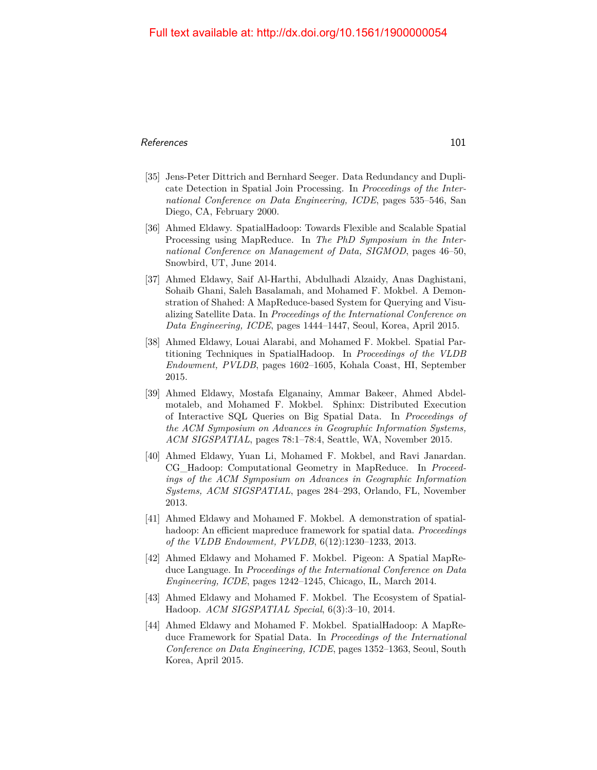Full text available at: http://dx.doi.org/10.1561/1900000054

[35] Jens-Peter Dittrich and Bernhard Seeger. Data Redundancy and Duplicate Detection in Spatial Join Processing. In *Proceedings of the International Conference on Data Engineering, ICDE*, pages 535–546, San Diego, CA, February 2000.

[36] Ahmed Eldawy. SpatialHadoop: Towards Flexible and Scalable Spatial Processing using MapReduce. In *The PhD Symposium in the International Conference on Management of Data, SIGMOD*, pages 46–50, Snowbird, UT, June 2014.

[37] Ahmed Eldawy, Saif Al-Harthi, Abdulhadi Alzaidy, Anas Daghistani, Sohaib Ghani, Saleh Basalamah, and Mohamed F. Mokbel. A Demonstration of Shahed: A MapReduce-based System for Querying and Visualizing Satellite Data. In *Proceedings of the International Conference on Data Engineering, ICDE*, pages 1444–1447, Seoul, Korea, April 2015.

[38] Ahmed Eldawy, Louai Alarabi, and Mohamed F. Mokbel. Spatial Partitioning Techniques in SpatialHadoop. In *Proceedings of the VLDB Endowment, PVLDB*, pages 1602–1605, Kohala Coast, HI, September 2015.

[39] Ahmed Eldawy, Mostafa Elganainy, Ammar Bakeer, Ahmed Abdelmotaleb, and Mohamed F. Mokbel. Sphinx: Distributed Execution of Interactive SQL Queries on Big Spatial Data. In *Proceedings of the ACM Symposium on Advances in Geographic Information Systems, ACM SIGSPATIAL*, pages 78:1–78:4, Seattle, WA, November 2015.

[40] Ahmed Eldawy, Yuan Li, Mohamed F. Mokbel, and Ravi Janardan. CG_Hadoop: Computational Geometry in MapReduce. In *Proceedings of the ACM Symposium on Advances in Geographic Information Systems, ACM SIGSPATIAL*, pages 284–293, Orlando, FL, November 2013.

[41] Ahmed Eldawy and Mohamed F. Mokbel. A demonstration of spatialhadoop: An efficient mapreduce framework for spatial data. *Proceedings of the VLDB Endowment, PVLDB*, 6(12):1230–1233, 2013.

[42] Ahmed Eldawy and Mohamed F. Mokbel. Pigeon: A Spatial MapReduce Language. In *Proceedings of the International Conference on Data Engineering, ICDE*, pages 1242–1245, Chicago, IL, March 2014.

[43] Ahmed Eldawy and Mohamed F. Mokbel. The Ecosystem of SpatialHadoop. *ACM SIGSPATIAL Special*, 6(3):3–10, 2014.

[44] Ahmed Eldawy and Mohamed F. Mokbel. SpatialHadoop: A MapReduce Framework for Spatial Data. In *Proceedings of the International Conference on Data Engineering, ICDE*, pages 1352–1363, Seoul, South Korea, April 2015.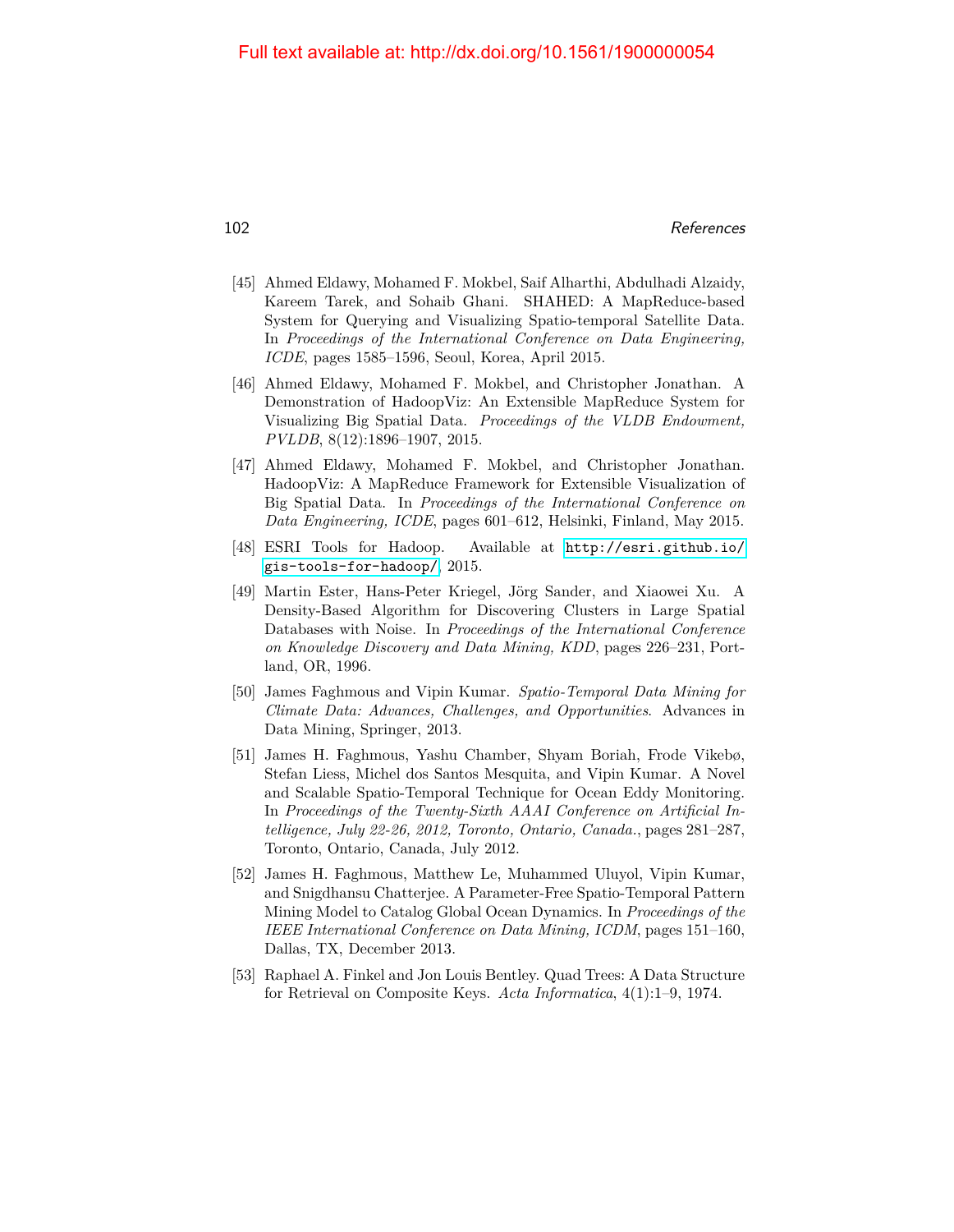[45] Ahmed Eldawy, Mohamed F. Mokbel, Saif Alharthi, Abdulhadi Alzaidy, Kareem Tarek, and Sohaib Ghani. SHAHED: A MapReduce-based System for Querying and Visualizing Spatio-temporal Satellite Data. In *Proceedings of the International Conference on Data Engineering, ICDE*, pages 1585–1596, Seoul, Korea, April 2015.

[46] Ahmed Eldawy, Mohamed F. Mokbel, and Christopher Jonathan. A Demonstration of HadoopViz: An Extensible MapReduce System for Visualizing Big Spatial Data. *Proceedings of the VLDB Endowment, PVLDB*, 8(12):1896–1907, 2015.

[47] Ahmed Eldawy, Mohamed F. Mokbel, and Christopher Jonathan. HadoopViz: A MapReduce Framework for Extensible Visualization of Big Spatial Data. In *Proceedings of the International Conference on Data Engineering, ICDE*, pages 601–612, Helsinki, Finland, May 2015.

[48] ESRI Tools for Hadoop. Available at http://esri.github.io/gis-tools-for-hadoop/, 2015.

[49] Martin Ester, Hans-Peter Kriegel, Jörg Sander, and Xiaowei Xu. A Density-Based Algorithm for Discovering Clusters in Large Spatial Databases with Noise. In *Proceedings of the International Conference on Knowledge Discovery and Data Mining, KDD*, pages 226–231, Portland, OR, 1996.

[50] James Faghmous and Vipin Kumar. *Spatio-Temporal Data Mining for Climate Data: Advances, Challenges, and Opportunities*. Advances in Data Mining, Springer, 2013.

[51] James H. Faghmous, Yashu Chamber, Shyam Boriah, Frode Vikebø, Stefan Liess, Michel dos Santos Mesquita, and Vipin Kumar. A Novel and Scalable Spatio-Temporal Technique for Ocean Eddy Monitoring. In *Proceedings of the Twenty-Sixth AAAI Conference on Artificial Intelligence, July 22-26, 2012, Toronto, Ontario, Canada.*, pages 281–287, Toronto, Ontario, Canada, July 2012.

[52] James H. Faghmous, Matthew Le, Muhammed Uluyol, Vipin Kumar, and Snigdhansu Chatterjee. A Parameter-Free Spatio-Temporal Pattern Mining Model to Catalog Global Ocean Dynamics. In *Proceedings of the IEEE International Conference on Data Mining, ICDM*, pages 151–160, Dallas, TX, December 2013.

[53] Raphael A. Finkel and Jon Louis Bentley. Quad Trees: A Data Structure for Retrieval on Composite Keys. *Acta Informatica*, 4(1):1–9, 1974.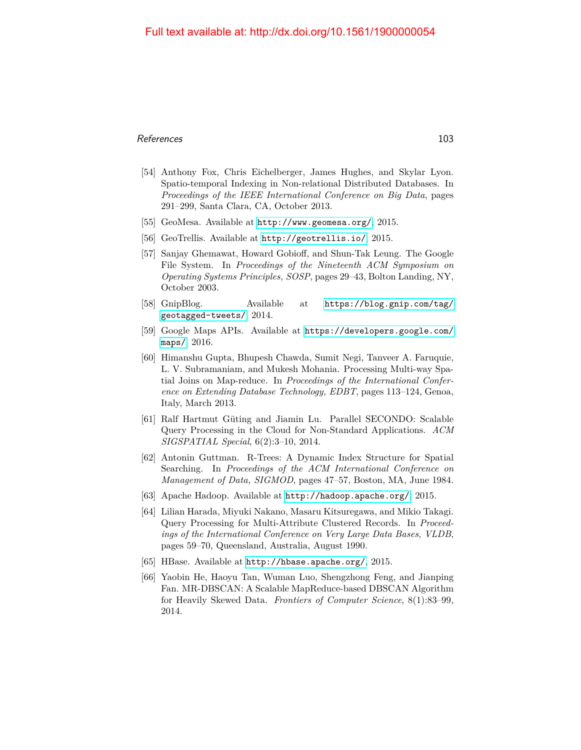[54] Anthony Fox, Chris Eichelberger, James Hughes, and Skylar Lyon. Spatio-temporal Indexing in Non-relational Distributed Databases. In *Proceedings of the IEEE International Conference on Big Data*, pages 291–299, Santa Clara, CA, October 2013.

[55] GeoMesa. Available at http://www.geomesa.org/, 2015.

[56] GeoTrellis. Available at http://geotrellis.io/, 2015.

[57] Sanjay Ghemawat, Howard Gobioff, and Shun-Tak Leung. The Google File System. In *Proceedings of the Nineteenth ACM Symposium on Operating Systems Principles, SOSP*, pages 29–43, Bolton Landing, NY, October 2003.

[58] GnipBlog. Available at https://blog.gnip.com/tag/geotagged-tweets/, 2014.

[59] Google Maps APIs. Available at https://developers.google.com/maps/, 2016.

[60] Himanshu Gupta, Bhupesh Chawda, Sumit Negi, Tanveer A. Faruquie, L. V. Subramaniam, and Mukesh Mohania. Processing Multi-way Spatial Joins on Map-reduce. In *Proceedings of the International Conference on Extending Database Technology, EDBT*, pages 113–124, Genoa, Italy, March 2013.

[61] Ralf Hartmut Güting and Jiamin Lu. Parallel SECONDO: Scalable Query Processing in the Cloud for Non-Standard Applications. *ACM SIGSPATIAL Special*, 6(2):3–10, 2014.

[62] Antonin Guttman. R-Trees: A Dynamic Index Structure for Spatial Searching. In *Proceedings of the ACM International Conference on Management of Data, SIGMOD*, pages 47–57, Boston, MA, June 1984.

[63] Apache Hadoop. Available at http://hadoop.apache.org/, 2015.

[64] Lilian Harada, Miyuki Nakano, Masaru Kitsuregawa, and Mikio Takagi. Query Processing for Multi-Attribute Clustered Records. In *Proceedings of the International Conference on Very Large Data Bases, VLDB*, pages 59–70, Queensland, Australia, August 1990.

[65] HBase. Available at http://hbase.apache.org/, 2015.

[66] Yaobin He, Haoyu Tan, Wuman Luo, Shengzhong Feng, and Jianping Fan. MR-DBSCAN: A Scalable MapReduce-based DBSCAN Algorithm for Heavily Skewed Data. *Frontiers of Computer Science*, 8(1):83–99, 2014.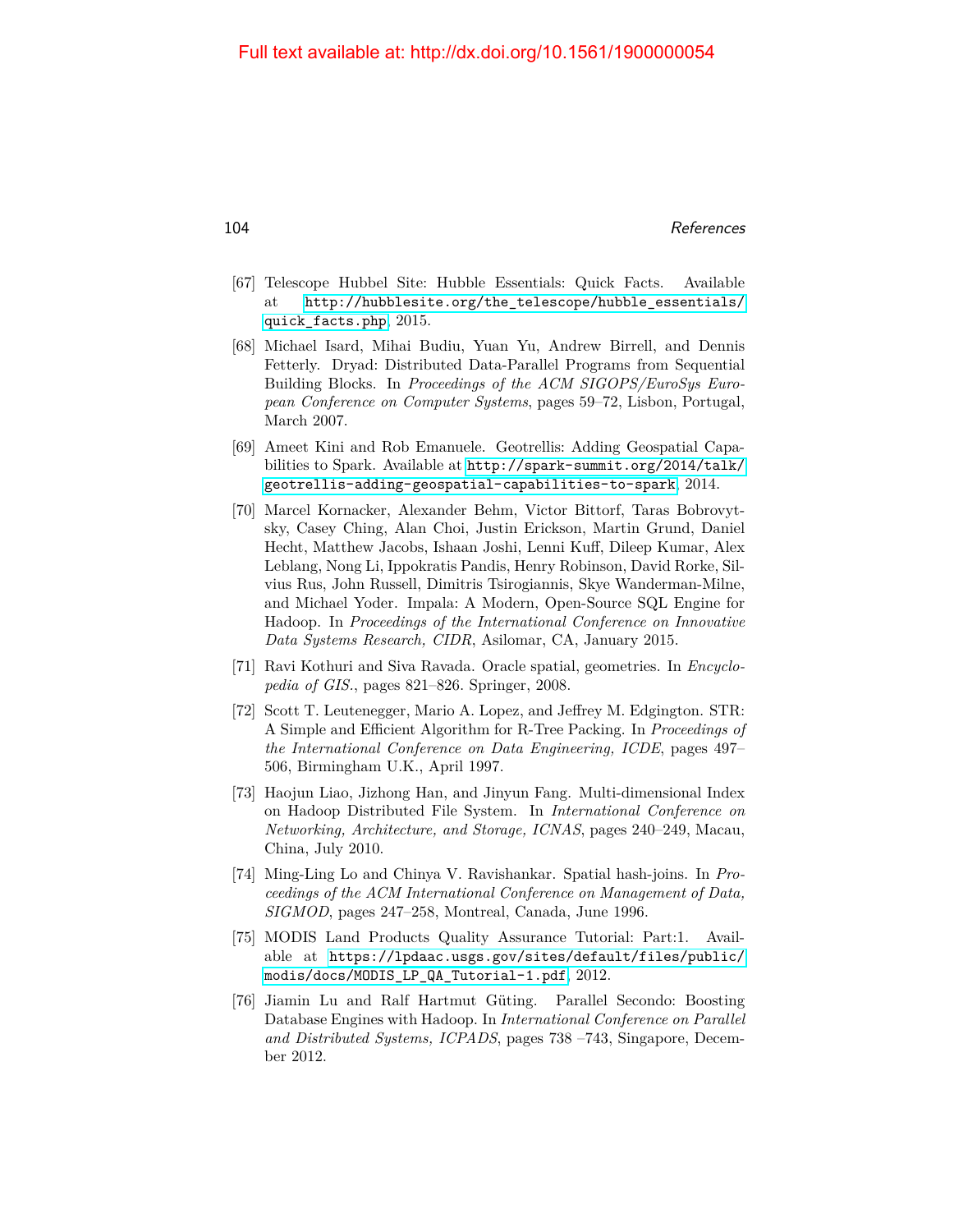Full text available at: http://dx.doi.org/10.1561/1900000054

[67] Telescope Hubbel Site: Hubble Essentials: Quick Facts. Available at http://hubblesite.org/the_telescope/hubble_essentials/quick_facts.php, 2015.

[68] Michael Isard, Mihai Budiu, Yuan Yu, Andrew Birrell, and Dennis Fetterly. Dryad: Distributed Data-Parallel Programs from Sequential Building Blocks. In *Proceedings of the ACM SIGOPS/EuroSys European Conference on Computer Systems*, pages 59–72, Lisbon, Portugal, March 2007.

[69] Ameet Kini and Rob Emanuele. Geotrellis: Adding Geospatial Capabilities to Spark. Available at http://spark-summit.org/2014/talk/geotrellis-adding-geospatial-capabilities-to-spark, 2014.

[70] Marcel Kornacker, Alexander Behm, Victor Bittorf, Taras Bobrovytsky, Casey Ching, Alan Choi, Justin Erickson, Martin Grund, Daniel Hecht, Matthew Jacobs, Ishaan Joshi, Lenni Kuff, Dileep Kumar, Alex Leblang, Nong Li, Ippokratis Pandis, Henry Robinson, David Rorke, Silvius Rus, John Russell, Dimitris Tsirogiannis, Skye Wanderman-Milne, and Michael Yoder. Impala: A Modern, Open-Source SQL Engine for Hadoop. In *Proceedings of the International Conference on Innovative Data Systems Research, CIDR*, Asilomar, CA, January 2015.

[71] Ravi Kothuri and Siva Ravada. Oracle spatial, geometries. In *Encyclopedia of GIS.*, pages 821–826. Springer, 2008.

[72] Scott T. Leutenegger, Mario A. Lopez, and Jeffrey M. Edgington. STR: A Simple and Efficient Algorithm for R-Tree Packing. In *Proceedings of the International Conference on Data Engineering, ICDE*, pages 497–506, Birmingham U.K., April 1997.

[73] Haojun Liao, Jizhong Han, and Jinyun Fang. Multi-dimensional Index on Hadoop Distributed File System. In *International Conference on Networking, Architecture, and Storage, ICNAS*, pages 240–249, Macau, China, July 2010.

[74] Ming-Ling Lo and Chinya V. Ravishankar. Spatial hash-joins. In *Proceedings of the ACM International Conference on Management of Data, SIGMOD*, pages 247–258, Montreal, Canada, June 1996.

[75] MODIS Land Products Quality Assurance Tutorial: Part:1. Available at https://lpdaac.usgs.gov/sites/default/files/public/modis/docs/MODIS_LP_QA_Tutorial-1.pdf, 2012.

[76] Jiamin Lu and Ralf Hartmut Güting. Parallel Secondo: Boosting Database Engines with Hadoop. In *International Conference on Parallel and Distributed Systems, ICPADS*, pages 738 –743, Singapore, December 2012.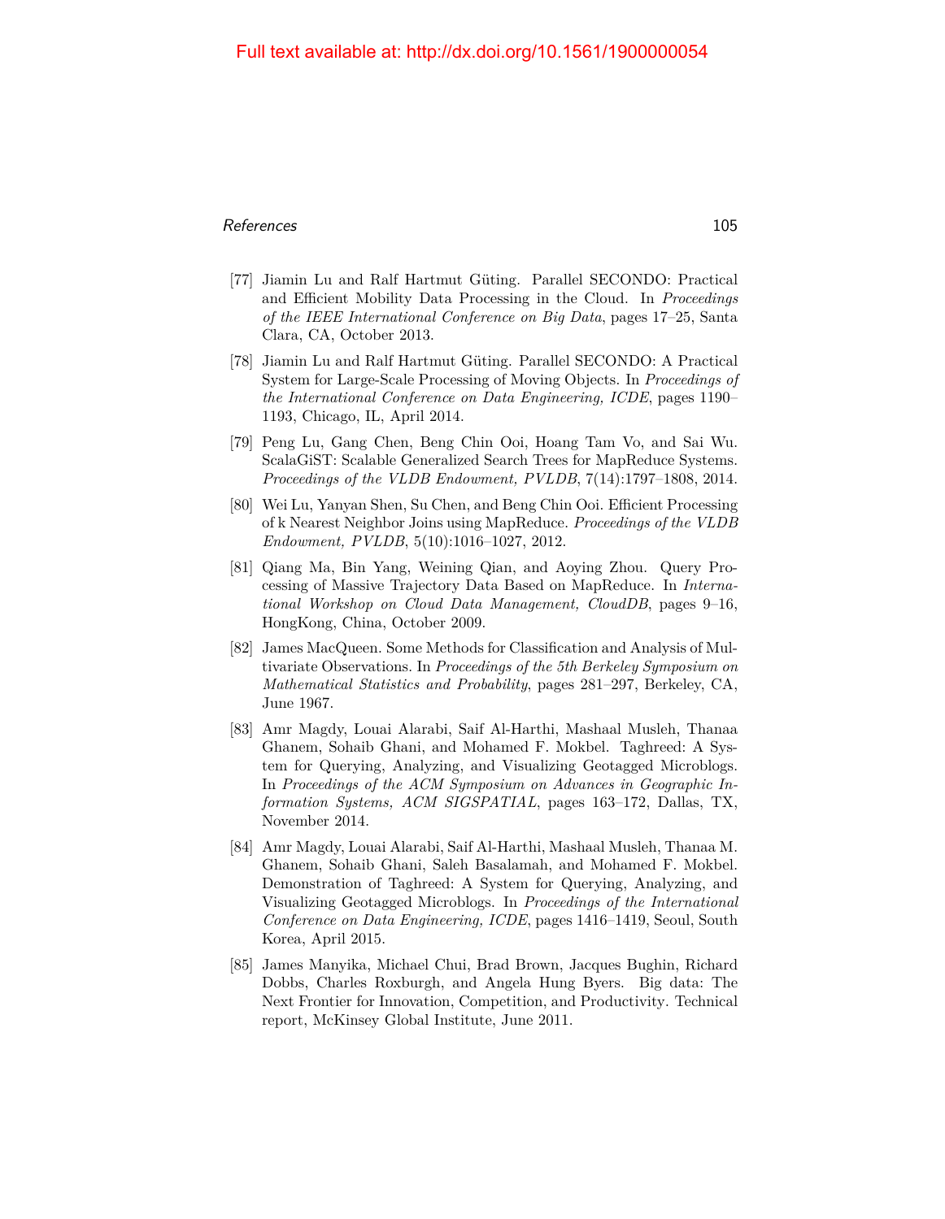[77] Jiamin Lu and Ralf Hartmut Güting. Parallel SECONDO: Practical and Efficient Mobility Data Processing in the Cloud. In *Proceedings of the IEEE International Conference on Big Data*, pages 17–25, Santa Clara, CA, October 2013.

[78] Jiamin Lu and Ralf Hartmut Güting. Parallel SECONDO: A Practical System for Large-Scale Processing of Moving Objects. In *Proceedings of the International Conference on Data Engineering, ICDE*, pages 1190–1193, Chicago, IL, April 2014.

[79] Peng Lu, Gang Chen, Beng Chin Ooi, Hoang Tam Vo, and Sai Wu. ScalaGiST: Scalable Generalized Search Trees for MapReduce Systems. *Proceedings of the VLDB Endowment, PVLDB*, 7(14):1797–1808, 2014.

[80] Wei Lu, Yanyan Shen, Su Chen, and Beng Chin Ooi. Efficient Processing of k Nearest Neighbor Joins using MapReduce. *Proceedings of the VLDB Endowment, PVLDB*, 5(10):1016–1027, 2012.

[81] Qiang Ma, Bin Yang, Weining Qian, and Aoying Zhou. Query Processing of Massive Trajectory Data Based on MapReduce. In *International Workshop on Cloud Data Management, CloudDB*, pages 9–16, HongKong, China, October 2009.

[82] James MacQueen. Some Methods for Classification and Analysis of Multivariate Observations. In *Proceedings of the 5th Berkeley Symposium on Mathematical Statistics and Probability*, pages 281–297, Berkeley, CA, June 1967.

[83] Amr Magdy, Louai Alarabi, Saif Al-Harthi, Mashaal Musleh, Thanaa Ghanem, Sohaib Ghani, and Mohamed F. Mokbel. Taghreed: A System for Querying, Analyzing, and Visualizing Geotagged Microblogs. In *Proceedings of the ACM Symposium on Advances in Geographic Information Systems, ACM SIGSPATIAL*, pages 163–172, Dallas, TX, November 2014.

[84] Amr Magdy, Louai Alarabi, Saif Al-Harthi, Mashaal Musleh, Thanaa M. Ghanem, Sohaib Ghani, Saleh Basalamah, and Mohamed F. Mokbel. Demonstration of Taghreed: A System for Querying, Analyzing, and Visualizing Geotagged Microblogs. In *Proceedings of the International Conference on Data Engineering, ICDE*, pages 1416–1419, Seoul, South Korea, April 2015.

[85] James Manyika, Michael Chui, Brad Brown, Jacques Bughin, Richard Dobbs, Charles Roxburgh, and Angela Hung Byers. Big data: The Next Frontier for Innovation, Competition, and Productivity. Technical report, McKinsey Global Institute, June 2011.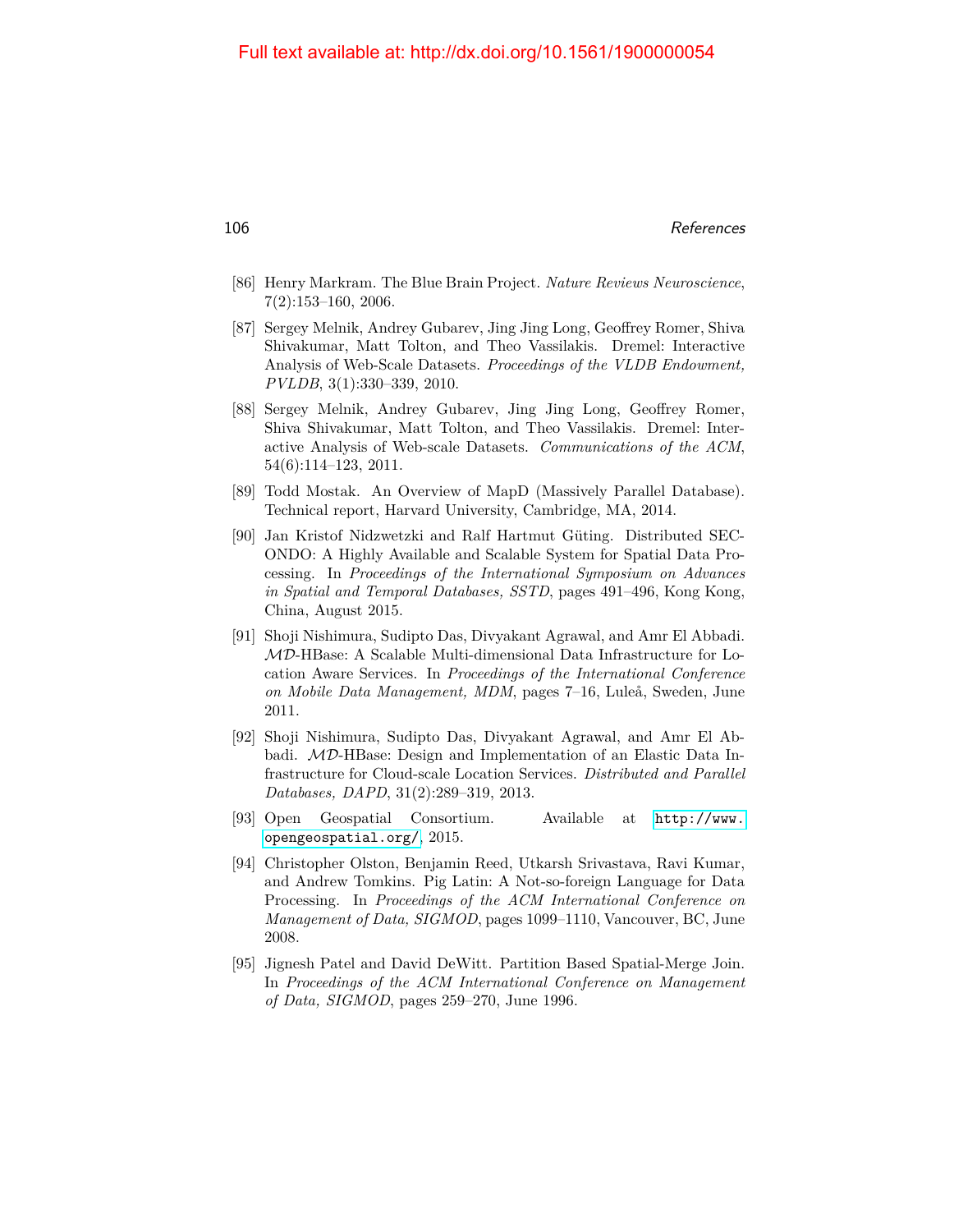[86] Henry Markram. The Blue Brain Project. *Nature Reviews Neuroscience*, 7(2):153–160, 2006.

[87] Sergey Melnik, Andrey Gubarev, Jing Jing Long, Geoffrey Romer, Shiva Shivakumar, Matt Tolton, and Theo Vassilakis. Dremel: Interactive Analysis of Web-Scale Datasets. *Proceedings of the VLDB Endowment, PVLDB*, 3(1):330–339, 2010.

[88] Sergey Melnik, Andrey Gubarev, Jing Jing Long, Geoffrey Romer, Shiva Shivakumar, Matt Tolton, and Theo Vassilakis. Dremel: Interactive Analysis of Web-scale Datasets. *Communications of the ACM*, 54(6):114–123, 2011.

[89] Todd Mostak. An Overview of MapD (Massively Parallel Database). Technical report, Harvard University, Cambridge, MA, 2014.

[90] Jan Kristof Nidzwetzki and Ralf Hartmut Güting. Distributed SECONDO: A Highly Available and Scalable System for Spatial Data Processing. In *Proceedings of the International Symposium on Advances in Spatial and Temporal Databases, SSTD*, pages 491–496, Kong Kong, China, August 2015.

[91] Shoji Nishimura, Sudipto Das, Divyakant Agrawal, and Amr El Abbadi. $\mathcal{MD}$-HBase: A Scalable Multi-dimensional Data Infrastructure for Location Aware Services. In *Proceedings of the International Conference on Mobile Data Management, MDM*, pages 7–16, Luleå, Sweden, June 2011.

[92] Shoji Nishimura, Sudipto Das, Divyakant Agrawal, and Amr El Abbadi. $\mathcal{MD}$-HBase: Design and Implementation of an Elastic Data Infrastructure for Cloud-scale Location Services. *Distributed and Parallel Databases, DAPD*, 31(2):289–319, 2013.

[93] Open Geospatial Consortium. Available at http://www.opengeospatial.org/, 2015.

[94] Christopher Olston, Benjamin Reed, Utkarsh Srivastava, Ravi Kumar, and Andrew Tomkins. Pig Latin: A Not-so-foreign Language for Data Processing. In *Proceedings of the ACM International Conference on Management of Data, SIGMOD*, pages 1099–1110, Vancouver, BC, June 2008.

[95] Jignesh Patel and David DeWitt. Partition Based Spatial-Merge Join. In *Proceedings of the ACM International Conference on Management of Data, SIGMOD*, pages 259–270, June 1996.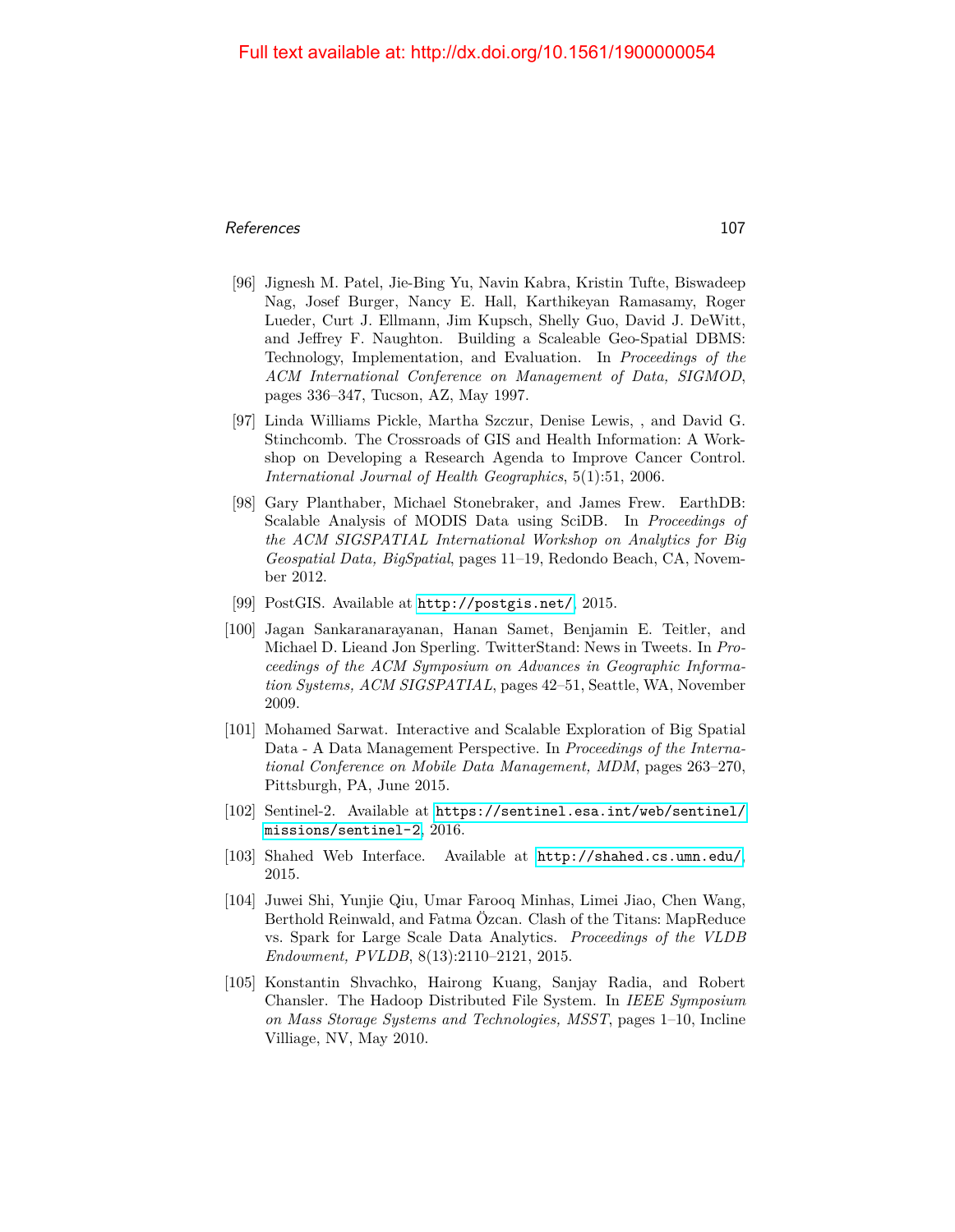[96] Jignesh M. Patel, Jie-Bing Yu, Navin Kabra, Kristin Tufte, Biswadeep Nag, Josef Burger, Nancy E. Hall, Karthikeyan Ramasamy, Roger Lueder, Curt J. Ellmann, Jim Kupsch, Shelly Guo, David J. DeWitt, and Jeffrey F. Naughton. Building a Scaleable Geo-Spatial DBMS: Technology, Implementation, and Evaluation. In *Proceedings of the ACM International Conference on Management of Data, SIGMOD*, pages 336–347, Tucson, AZ, May 1997.

[97] Linda Williams Pickle, Martha Szczur, Denise Lewis, , and David G. Stinchcomb. The Crossroads of GIS and Health Information: A Workshop on Developing a Research Agenda to Improve Cancer Control. *International Journal of Health Geographics*, 5(1):51, 2006.

[98] Gary Planthaber, Michael Stonebraker, and James Frew. EarthDB: Scalable Analysis of MODIS Data using SciDB. In *Proceedings of the ACM SIGSPATIAL International Workshop on Analytics for Big Geospatial Data, BigSpatial*, pages 11–19, Redondo Beach, CA, November 2012.

[99] PostGIS. Available at http://postgis.net/, 2015.

[100] Jagan Sankaranarayanan, Hanan Samet, Benjamin E. Teitler, and Michael D. Lieand Jon Sperling. TwitterStand: News in Tweets. In *Proceedings of the ACM Symposium on Advances in Geographic Information Systems, ACM SIGSPATIAL*, pages 42–51, Seattle, WA, November 2009.

[101] Mohamed Sarwat. Interactive and Scalable Exploration of Big Spatial Data - A Data Management Perspective. In *Proceedings of the International Conference on Mobile Data Management, MDM*, pages 263–270, Pittsburgh, PA, June 2015.

[102] Sentinel-2. Available at https://sentinel.esa.int/web/sentinel/missions/sentinel-2, 2016.

[103] Shahed Web Interface. Available at http://shahed.cs.umn.edu/, 2015.

[104] Juwei Shi, Yunjie Qiu, Umar Farooq Minhas, Limei Jiao, Chen Wang, Berthold Reinwald, and Fatma Özcan. Clash of the Titans: MapReduce vs. Spark for Large Scale Data Analytics. *Proceedings of the VLDB Endowment, PVLDB*, 8(13):2110–2121, 2015.

[105] Konstantin Shvachko, Hairong Kuang, Sanjay Radia, and Robert Chansler. The Hadoop Distributed File System. In *IEEE Symposium on Mass Storage Systems and Technologies, MSST*, pages 1–10, Incline Villiage, NV, May 2010.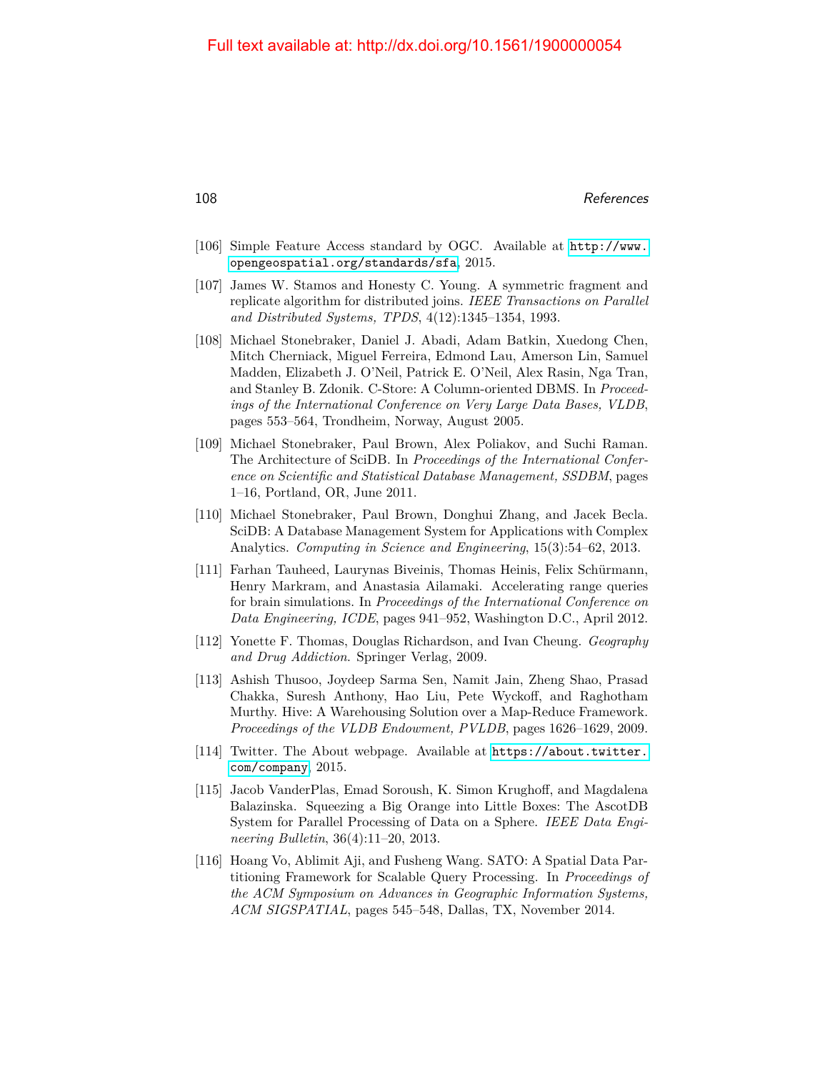[106] Simple Feature Access standard by OGC. Available at http://www.opengeospatial.org/standards/sfa, 2015.

[107] James W. Stamos and Honesty C. Young. A symmetric fragment and replicate algorithm for distributed joins. *IEEE Transactions on Parallel and Distributed Systems, TPDS*, 4(12):1345–1354, 1993.

[108] Michael Stonebraker, Daniel J. Abadi, Adam Batkin, Xuedong Chen, Mitch Cherniack, Miguel Ferreira, Edmond Lau, Amerson Lin, Samuel Madden, Elizabeth J. O'Neil, Patrick E. O'Neil, Alex Rasin, Nga Tran, and Stanley B. Zdonik. C-Store: A Column-oriented DBMS. In *Proceedings of the International Conference on Very Large Data Bases, VLDB*, pages 553–564, Trondheim, Norway, August 2005.

[109] Michael Stonebraker, Paul Brown, Alex Poliakov, and Suchi Raman. The Architecture of SciDB. In *Proceedings of the International Conference on Scientific and Statistical Database Management, SSDBM*, pages 1–16, Portland, OR, June 2011.

[110] Michael Stonebraker, Paul Brown, Donghui Zhang, and Jacek Becla. SciDB: A Database Management System for Applications with Complex Analytics. *Computing in Science and Engineering*, 15(3):54–62, 2013.

[111] Farhan Tauheed, Laurynas Biveinis, Thomas Heinis, Felix Schürmann, Henry Markram, and Anastasia Ailamaki. Accelerating range queries for brain simulations. In *Proceedings of the International Conference on Data Engineering, ICDE*, pages 941–952, Washington D.C., April 2012.

[112] Yonette F. Thomas, Douglas Richardson, and Ivan Cheung. *Geography and Drug Addiction*. Springer Verlag, 2009.

[113] Ashish Thusoo, Joydeep Sarma Sen, Namit Jain, Zheng Shao, Prasad Chakka, Suresh Anthony, Hao Liu, Pete Wyckoff, and Raghotham Murthy. Hive: A Warehousing Solution over a Map-Reduce Framework. *Proceedings of the VLDB Endowment, PVLDB*, pages 1626–1629, 2009.

[114] Twitter. The About webpage. Available at https://about.twitter.com/company, 2015.

[115] Jacob VanderPlas, Emad Soroush, K. Simon Krughoff, and Magdalena Balazinska. Squeezing a Big Orange into Little Boxes: The AscotDB System for Parallel Processing of Data on a Sphere. *IEEE Data Engineering Bulletin*, 36(4):11–20, 2013.

[116] Hoang Vo, Ablimit Aji, and Fusheng Wang. SATO: A Spatial Data Partitioning Framework for Scalable Query Processing. In *Proceedings of the ACM Symposium on Advances in Geographic Information Systems, ACM SIGSPATIAL*, pages 545–548, Dallas, TX, November 2014.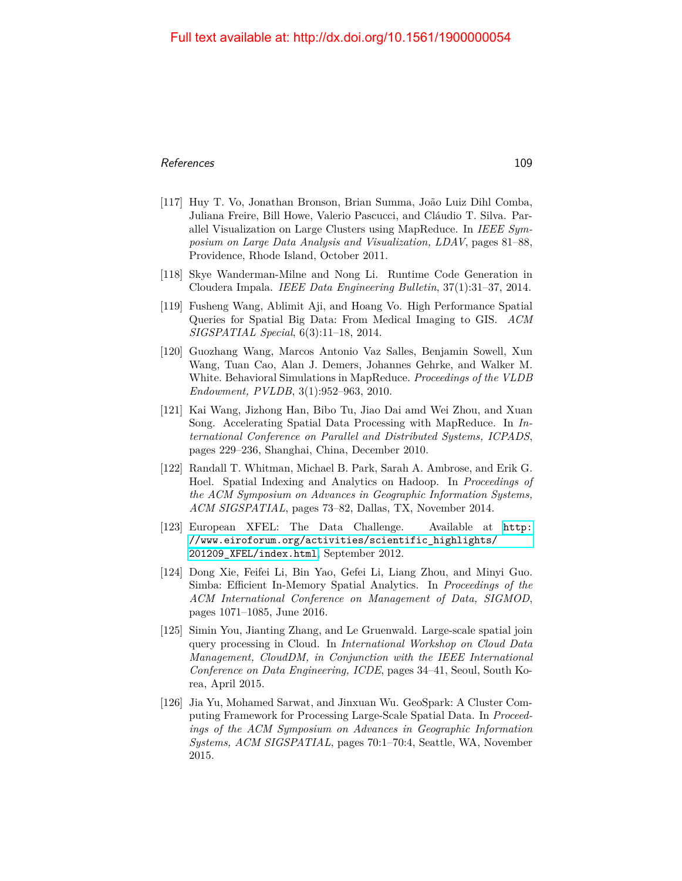[117] Huy T. Vo, Jonathan Bronson, Brian Summa, João Luiz Dihl Comba, Juliana Freire, Bill Howe, Valerio Pascucci, and Cláudio T. Silva. Parallel Visualization on Large Clusters using MapReduce. In *IEEE Symposium on Large Data Analysis and Visualization, LDAV*, pages 81–88, Providence, Rhode Island, October 2011.

[118] Skye Wanderman-Milne and Nong Li. Runtime Code Generation in Cloudera Impala. *IEEE Data Engineering Bulletin*, 37(1):31–37, 2014.

[119] Fusheng Wang, Ablimit Aji, and Hoang Vo. High Performance Spatial Queries for Spatial Big Data: From Medical Imaging to GIS. *ACM SIGSPATIAL Special*, 6(3):11–18, 2014.

[120] Guozhang Wang, Marcos Antonio Vaz Salles, Benjamin Sowell, Xun Wang, Tuan Cao, Alan J. Demers, Johannes Gehrke, and Walker M. White. Behavioral Simulations in MapReduce. *Proceedings of the VLDB Endowment, PVLDB*, 3(1):952–963, 2010.

[121] Kai Wang, Jizhong Han, Bibo Tu, Jiao Dai amd Wei Zhou, and Xuan Song. Accelerating Spatial Data Processing with MapReduce. In *International Conference on Parallel and Distributed Systems, ICPADS*, pages 229–236, Shanghai, China, December 2010.

[122] Randall T. Whitman, Michael B. Park, Sarah A. Ambrose, and Erik G. Hoel. Spatial Indexing and Analytics on Hadoop. In *Proceedings of the ACM Symposium on Advances in Geographic Information Systems, ACM SIGSPATIAL*, pages 73–82, Dallas, TX, November 2014.

[123] European XFEL: The Data Challenge. Available at http://www.eiroforum.org/activities/scientific_highlights/201209_XFEL/index.html, September 2012.

[124] Dong Xie, Feifei Li, Bin Yao, Gefei Li, Liang Zhou, and Minyi Guo. Simba: Efficient In-Memory Spatial Analytics. In *Proceedings of the ACM International Conference on Management of Data, SIGMOD*, pages 1071–1085, June 2016.

[125] Simin You, Jianting Zhang, and Le Gruenwald. Large-scale spatial join query processing in Cloud. In *International Workshop on Cloud Data Management, CloudDM, in Conjunction with the IEEE International Conference on Data Engineering, ICDE*, pages 34–41, Seoul, South Korea, April 2015.

[126] Jia Yu, Mohamed Sarwat, and Jinxuan Wu. GeoSpark: A Cluster Computing Framework for Processing Large-Scale Spatial Data. In *Proceedings of the ACM Symposium on Advances in Geographic Information Systems, ACM SIGSPATIAL*, pages 70:1–70:4, Seattle, WA, November 2015.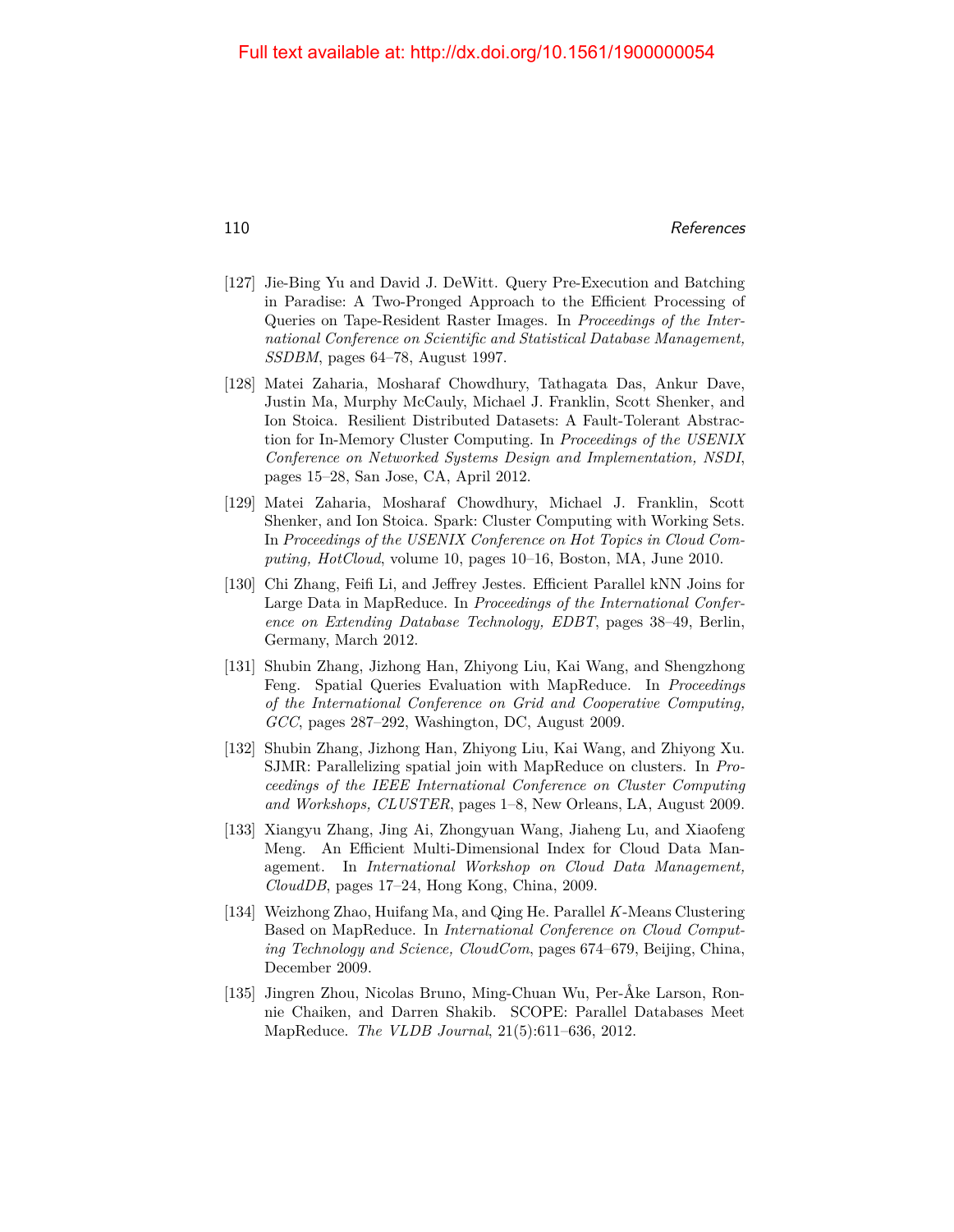[127] Jie-Bing Yu and David J. DeWitt. Query Pre-Execution and Batching in Paradise: A Two-Pronged Approach to the Efficient Processing of Queries on Tape-Resident Raster Images. In *Proceedings of the International Conference on Scientific and Statistical Database Management, SSDBM*, pages 64–78, August 1997.

[128] Matei Zaharia, Mosharaf Chowdhury, Tathagata Das, Ankur Dave, Justin Ma, Murphy McCauly, Michael J. Franklin, Scott Shenker, and Ion Stoica. Resilient Distributed Datasets: A Fault-Tolerant Abstraction for In-Memory Cluster Computing. In *Proceedings of the USENIX Conference on Networked Systems Design and Implementation, NSDI*, pages 15–28, San Jose, CA, April 2012.

[129] Matei Zaharia, Mosharaf Chowdhury, Michael J. Franklin, Scott Shenker, and Ion Stoica. Spark: Cluster Computing with Working Sets. In *Proceedings of the USENIX Conference on Hot Topics in Cloud Computing, HotCloud*, volume 10, pages 10–16, Boston, MA, June 2010.

[130] Chi Zhang, Feifi Li, and Jeffrey Jestes. Efficient Parallel kNN Joins for Large Data in MapReduce. In *Proceedings of the International Conference on Extending Database Technology, EDBT*, pages 38–49, Berlin, Germany, March 2012.

[131] Shubin Zhang, Jizhong Han, Zhiyong Liu, Kai Wang, and Shengzhong Feng. Spatial Queries Evaluation with MapReduce. In *Proceedings of the International Conference on Grid and Cooperative Computing, GCC*, pages 287–292, Washington, DC, August 2009.

[132] Shubin Zhang, Jizhong Han, Zhiyong Liu, Kai Wang, and Zhiyong Xu. SJMR: Parallelizing spatial join with MapReduce on clusters. In *Proceedings of the IEEE International Conference on Cluster Computing and Workshops, CLUSTER*, pages 1–8, New Orleans, LA, August 2009.

[133] Xiangyu Zhang, Jing Ai, Zhongyuan Wang, Jiaheng Lu, and Xiaofeng Meng. An Efficient Multi-Dimensional Index for Cloud Data Management. In *International Workshop on Cloud Data Management, CloudDB*, pages 17–24, Hong Kong, China, 2009.

[134] Weizhong Zhao, Huifang Ma, and Qing He. Parallel $K$-Means Clustering Based on MapReduce. In *International Conference on Cloud Computing Technology and Science, CloudCom*, pages 674–679, Beijing, China, December 2009.

[135] Jingren Zhou, Nicolas Bruno, Ming-Chuan Wu, Per-Åke Larson, Ronnie Chaiken, and Darren Shakib. SCOPE: Parallel Databases Meet MapReduce. *The VLDB Journal*, 21(5):611–636, 2012.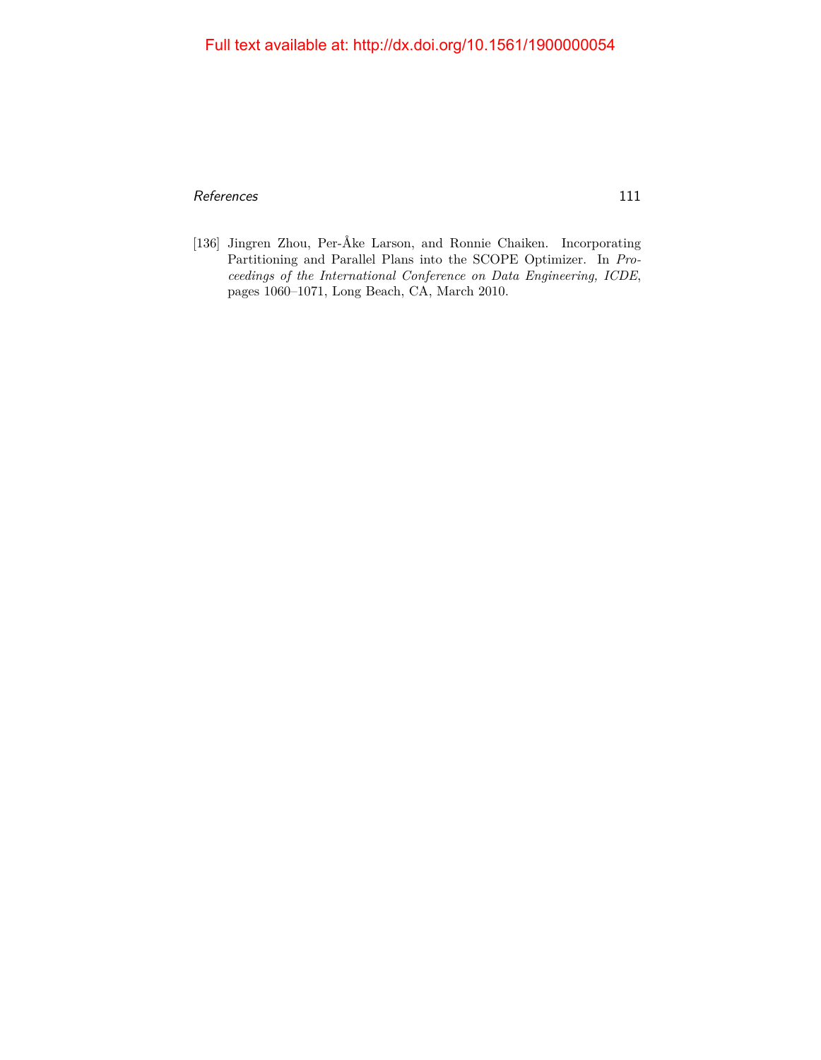[136] Jingren Zhou, Per-Åke Larson, and Ronnie Chaiken. Incorporating Partitioning and Parallel Plans into the SCOPE Optimizer. In *Proceedings of the International Conference on Data Engineering, ICDE*, pages 1060–1071, Long Beach, CA, March 2010.